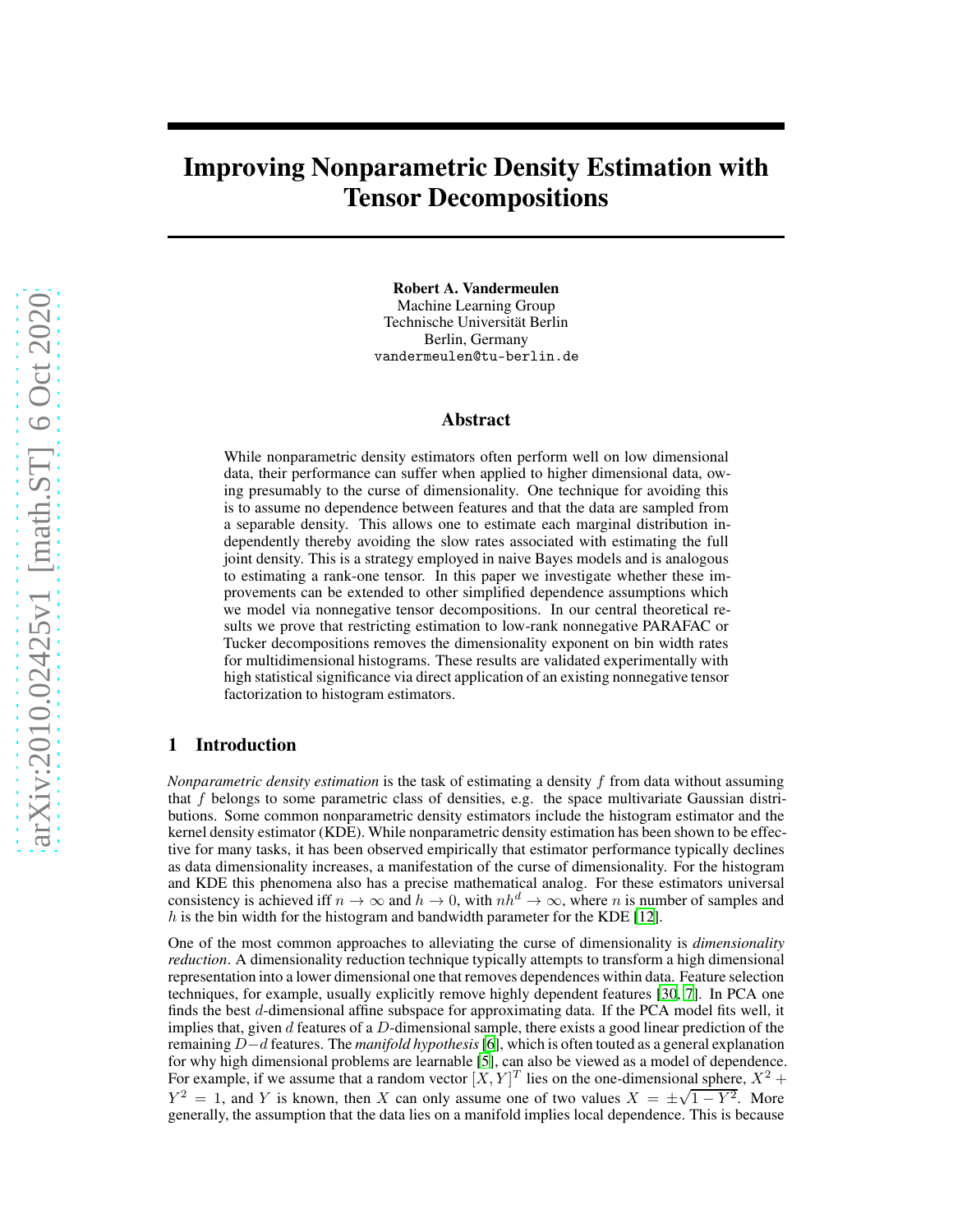# Improving Nonparametric Density Estimation with Tensor Decompositions

**Robert A. Vandermeulen**
Machine Learning Group
Technische Universität Berlin
Berlin, Germany
vandermeulen@tu-berlin.de

## Abstract

While nonparametric density estimators often perform well on low dimensional data, their performance can suffer when applied to higher dimensional data, owing presumably to the curse of dimensionality. One technique for avoiding this is to assume no dependence between features and that the data are sampled from a separable density. This allows one to estimate each marginal distribution independently thereby avoiding the slow rates associated with estimating the full joint density. This is a strategy employed in naive Bayes models and is analogous to estimating a rank-one tensor. In this paper we investigate whether these improvements can be extended to other simplified dependence assumptions which we model via nonnegative tensor decompositions. In our central theoretical results we prove that restricting estimation to low-rank nonnegative PARAFAC or Tucker decompositions removes the dimensionality exponent on bin width rates for multidimensional histograms. These results are validated experimentally with high statistical significance via direct application of an existing nonnegative tensor factorization to histogram estimators.

## 1 Introduction

*Nonparametric density estimation* is the task of estimating a density $f$ from data without assuming that $f$ belongs to some parametric class of densities, e.g. the space multivariate Gaussian distributions. Some common nonparametric density estimators include the histogram estimator and the kernel density estimator (KDE). While nonparametric density estimation has been shown to be effective for many tasks, it has been observed empirically that estimator performance typically declines as data dimensionality increases, a manifestation of the curse of dimensionality. For the histogram and KDE this phenomena also has a precise mathematical analog. For these estimators universal consistency is achieved iff $n \to \infty$ and $h \to 0$, with $nh^d \to \infty$, where $n$ is number of samples and $h$ is the bin width for the histogram and bandwidth parameter for the KDE [12].

One of the most common approaches to alleviating the curse of dimensionality is *dimensionality reduction*. A dimensionality reduction technique typically attempts to transform a high dimensional representation into a lower dimensional one that removes dependences within data. Feature selection techniques, for example, usually explicitly remove highly dependent features [30, 7]. In PCA one finds the best $d$-dimensional affine subspace for approximating data. If the PCA model fits well, it implies that, given $d$ features of a $D$-dimensional sample, there exists a good linear prediction of the remaining $D-d$ features. The *manifold hypothesis* [6], which is often touted as a general explanation for why high dimensional problems are learnable [5], can also be viewed as a model of dependence. For example, if we assume that a random vector $[X, Y]^T$ lies on the one-dimensional sphere, $X^2 + Y^2 = 1$, and $Y$ is known, then $X$ can only assume one of two values $X = \pm\sqrt{1 - Y^2}$. More generally, the assumption that the data lies on a manifold implies local dependence. This is because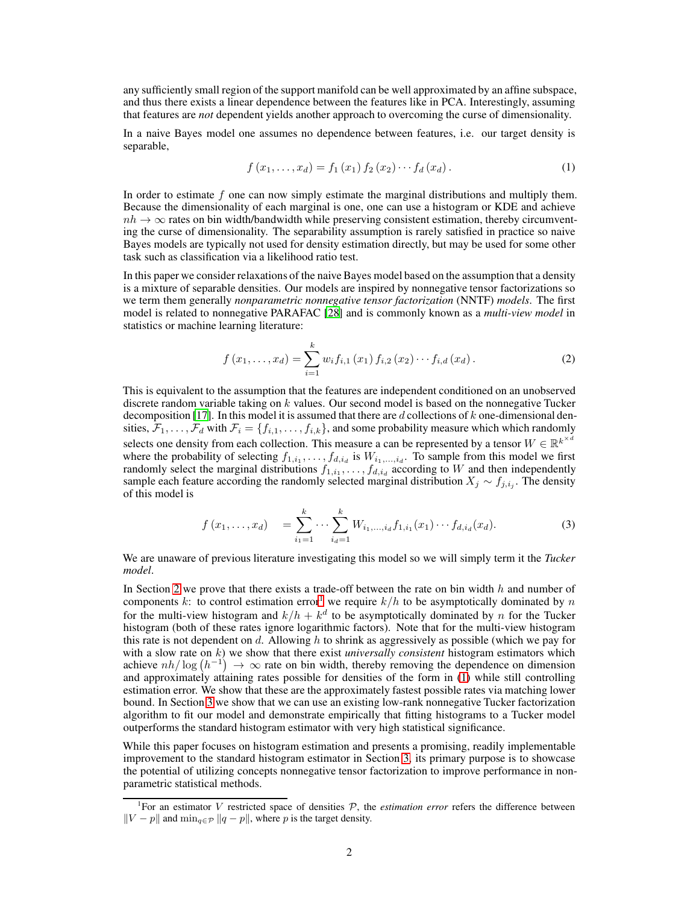any sufficiently small region of the support manifold can be well approximated by an affine subspace, and thus there exists a linear dependence between the features like in PCA. Interestingly, assuming that features are *not* dependent yields another approach to overcoming the curse of dimensionality.

In a naive Bayes model one assumes no dependence between features, i.e. our target density is separable,

$$f\left(x_1,\ldots,x_d\right) = f_1\left(x_1\right) f_2\left(x_2\right)\cdots f_d\left(x_d\right). \tag{1}$$

In order to estimate $f$ one can now simply estimate the marginal distributions and multiply them. Because the dimensionality of each marginal is one, one can use a histogram or KDE and achieve $nh \to \infty$ rates on bin width/bandwidth while preserving consistent estimation, thereby circumventing the curse of dimensionality. The separability assumption is rarely satisfied in practice so naive Bayes models are typically not used for density estimation directly, but may be used for some other task such as classification via a likelihood ratio test.

In this paper we consider relaxations of the naive Bayes model based on the assumption that a density is a mixture of separable densities. Our models are inspired by nonnegative tensor factorizations so we term them generally *nonparametric nonnegative tensor factorization* (NNTF) *models*. The first model is related to nonnegative PARAFAC [28] and is commonly known as a *multi-view model* in statistics or machine learning literature:

$$f\left(x_1,\ldots,x_d\right) = \sum_{i=1}^{k} w_i f_{i,1}\left(x_1\right) f_{i,2}\left(x_2\right)\cdots f_{i,d}\left(x_d\right). \tag{2}$$

This is equivalent to the assumption that the features are independent conditioned on an unobserved discrete random variable taking on $k$ values. Our second model is based on the nonnegative Tucker decomposition [17]. In this model it is assumed that there are $d$ collections of $k$ one-dimensional densities, $\mathcal{F}_1,\ldots,\mathcal{F}_d$ with $\mathcal{F}_i = \{f_{i,1},\ldots,f_{i,k}\}$, and some probability measure which which randomly selects one density from each collection. This measure a can be represented by a tensor $W \in \mathbb{R}^{k^{\times d}}$ where the probability of selecting $f_{1,i_1},\ldots,f_{d,i_d}$ is $W_{i_1,\ldots,i_d}$. To sample from this model we first randomly select the marginal distributions $f_{1,i_1},\ldots,f_{d,i_d}$ according to $W$ and then independently sample each feature according the randomly selected marginal distribution $X_j \sim f_{j,i_j}$. The density of this model is

$$f\left(x_1,\ldots,x_d\right) = \sum_{i_1=1}^{k}\cdots\sum_{i_d=1}^{k} W_{i_1,\ldots,i_d} f_{1,i_1}(x_1)\cdots f_{d,i_d}(x_d). \tag{3}$$

We are unaware of previous literature investigating this model so we will simply term it the *Tucker model*.

In Section 2 we prove that there exists a trade-off between the rate on bin width $h$ and number of components $k$: to control estimation error[1] we require $k/h$ to be asymptotically dominated by $n$ for the multi-view histogram and $k/h + k^d$ to be asymptotically dominated by $n$ for the Tucker histogram (both of these rates ignore logarithmic factors). Note that for the multi-view histogram this rate is not dependent on $d$. Allowing $h$ to shrink as aggressively as possible (which we pay for with a slow rate on $k$) we show that there exist *universally consistent* histogram estimators which achieve $nh/\log\left(h^{-1}\right) \to \infty$ rate on bin width, thereby removing the dependence on dimension and approximately attaining rates possible for densities of the form in (1) while still controlling estimation error. We show that these are the approximately fastest possible rates via matching lower bound. In Section 3 we show that we can use an existing low-rank nonnegative Tucker factorization algorithm to fit our model and demonstrate empirically that fitting histograms to a Tucker model outperforms the standard histogram estimator with very high statistical significance.

While this paper focuses on histogram estimation and presents a promising, readily implementable improvement to the standard histogram estimator in Section 3, its primary purpose is to showcase the potential of utilizing concepts nonnegative tensor factorization to improve performance in nonparametric statistical methods.

[1]For an estimator $V$ restricted space of densities $\mathcal{P}$, the *estimation error* refers the difference between $\|V - p\|$ and $\min_{q\in\mathcal{P}} \|q - p\|$, where $p$ is the target density.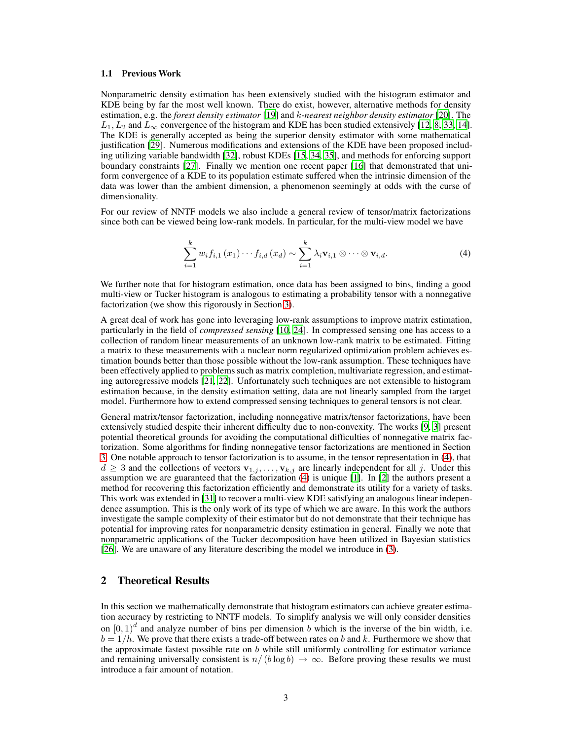### 1.1 Previous Work

Nonparametric density estimation has been extensively studied with the histogram estimator and KDE being by far the most well known. There do exist, however, alternative methods for density estimation, e.g. the *forest density estimator* [19] and $k$-*nearest neighbor density estimator* [20]. The $L_1, L_2$ and $L_\infty$ convergence of the histogram and KDE has been studied extensively [12, 8, 33, 14]. The KDE is generally accepted as being the superior density estimator with some mathematical justification [29]. Numerous modifications and extensions of the KDE have been proposed including utilizing variable bandwidth [32], robust KDEs [15, 34, 35], and methods for enforcing support boundary constraints [27]. Finally we mention one recent paper [16] that demonstrated that uniform convergence of a KDE to its population estimate suffered when the intrinsic dimension of the data was lower than the ambient dimension, a phenomenon seemingly at odds with the curse of dimensionality.

For our review of NNTF models we also include a general review of tensor/matrix factorizations since both can be viewed being low-rank models. In particular, for the multi-view model we have

$$\sum_{i=1}^{k} w_i f_{i,1}(x_1) \cdots f_{i,d}(x_d) \sim \sum_{i=1}^{k} \lambda_i \mathbf{v}_{i,1} \otimes \cdots \otimes \mathbf{v}_{i,d}. \tag{4}$$

We further note that for histogram estimation, once data has been assigned to bins, finding a good multi-view or Tucker histogram is analogous to estimating a probability tensor with a nonnegative factorization (we show this rigorously in Section 3).

A great deal of work has gone into leveraging low-rank assumptions to improve matrix estimation, particularly in the field of *compressed sensing* [10, 24]. In compressed sensing one has access to a collection of random linear measurements of an unknown low-rank matrix to be estimated. Fitting a matrix to these measurements with a nuclear norm regularized optimization problem achieves estimation bounds better than those possible without the low-rank assumption. These techniques have been effectively applied to problems such as matrix completion, multivariate regression, and estimating autoregressive models [21, 22]. Unfortunately such techniques are not extensible to histogram estimation because, in the density estimation setting, data are not linearly sampled from the target model. Furthermore how to extend compressed sensing techniques to general tensors is not clear.

General matrix/tensor factorization, including nonnegative matrix/tensor factorizations, have been extensively studied despite their inherent difficulty due to non-convexity. The works [9, 3] present potential theoretical grounds for avoiding the computational difficulties of nonnegative matrix factorization. Some algorithms for finding nonnegative tensor factorizations are mentioned in Section 3. One notable approach to tensor factorization is to assume, in the tensor representation in (4), that $d \geq 3$ and the collections of vectors $\mathbf{v}_{1,j}, \ldots, \mathbf{v}_{k,j}$ are linearly independent for all $j$. Under this assumption we are guaranteed that the factorization (4) is unique [1]. In [2] the authors present a method for recovering this factorization efficiently and demonstrate its utility for a variety of tasks. This work was extended in [31] to recover a multi-view KDE satisfying an analogous linear independence assumption. This is the only work of its type of which we are aware. In this work the authors investigate the sample complexity of their estimator but do not demonstrate that their technique has potential for improving rates for nonparametric density estimation in general. Finally we note that nonparametric applications of the Tucker decomposition have been utilized in Bayesian statistics [26]. We are unaware of any literature describing the model we introduce in (3).

## 2 Theoretical Results

In this section we mathematically demonstrate that histogram estimators can achieve greater estimation accuracy by restricting to NNTF models. To simplify analysis we will only consider densities on $[0,1)^d$ and analyze number of bins per dimension $b$ which is the inverse of the bin width, i.e. $b = 1/h$. We prove that there exists a trade-off between rates on $b$ and $k$. Furthermore we show that the approximate fastest possible rate on $b$ while still uniformly controlling for estimator variance and remaining universally consistent is $n/(b \log b) \to \infty$. Before proving these results we must introduce a fair amount of notation.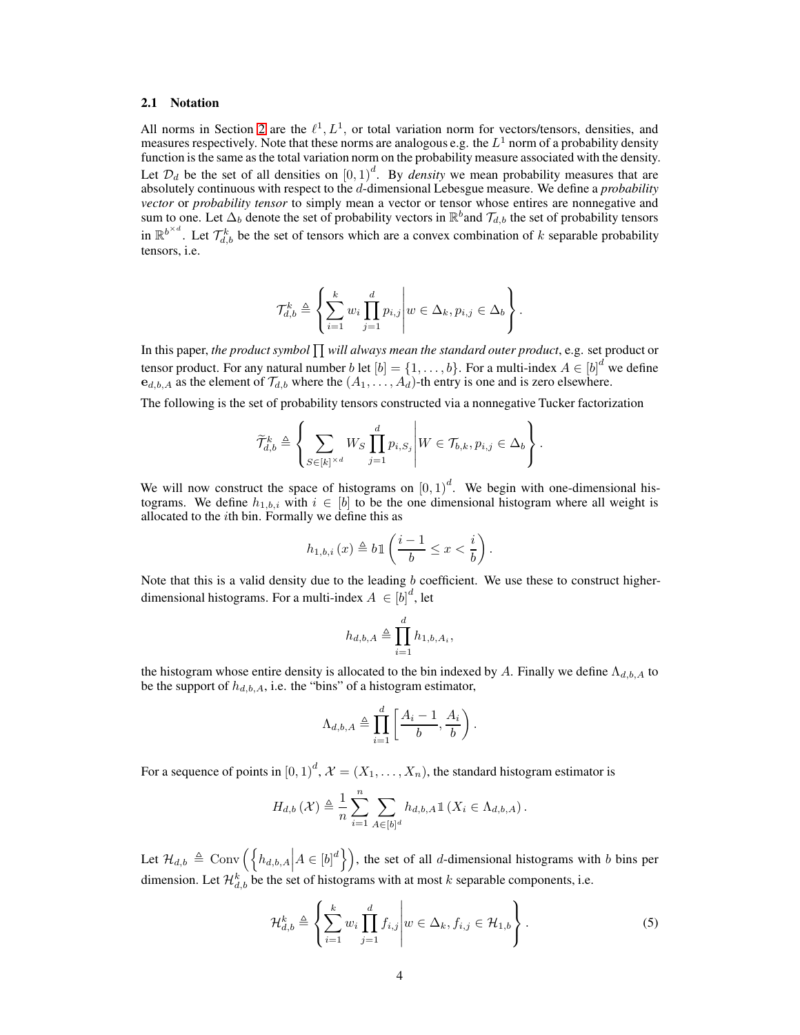### 2.1 Notation

All norms in Section 2 are the $\ell^1, L^1$, or total variation norm for vectors/tensors, densities, and measures respectively. Note that these norms are analogous e.g. the $L^1$ norm of a probability density function is the same as the total variation norm on the probability measure associated with the density. Let $\mathcal{D}_d$ be the set of all densities on $[0,1)^d$. By *density* we mean probability measures that are absolutely continuous with respect to the $d$-dimensional Lebesgue measure. We define a *probability vector* or *probability tensor* to simply mean a vector or tensor whose entires are nonnegative and sum to one. Let $\Delta_b$ denote the set of probability vectors in $\mathbb{R}^b$and $\mathcal{T}_{d,b}$ the set of probability tensors in $\mathbb{R}^{b^{\times d}}$. Let $\mathcal{T}_{d,b}^k$ be the set of tensors which are a convex combination of $k$ separable probability tensors, i.e.

$$\mathcal{T}_{d,b}^k \triangleq \left\{ \sum_{i=1}^k w_i \prod_{j=1}^d p_{i,j} \middle| w \in \Delta_k, p_{i,j} \in \Delta_b \right\}.$$

In this paper, *the product symbol* $\prod$ *will always mean the standard outer product*, e.g. set product or tensor product. For any natural number $b$ let $[b] = \{1, \ldots, b\}$. For a multi-index $A \in [b]^d$ we define $\mathbf{e}_{d,b,A}$ as the element of $\mathcal{T}_{d,b}$ where the $(A_1, \ldots, A_d)$-th entry is one and is zero elsewhere.

The following is the set of probability tensors constructed via a nonnegative Tucker factorization

$$\widetilde{\mathcal{T}}_{d,b}^k \triangleq \left\{ \sum_{S \in [k]^{\times d}} W_S \prod_{j=1}^d p_{i,S_j} \middle| W \in \mathcal{T}_{b,k}, p_{i,j} \in \Delta_b \right\}.$$

We will now construct the space of histograms on $[0,1)^d$. We begin with one-dimensional histograms. We define $h_{1,b,i}$ with $i \in [b]$ to be the one dimensional histogram where all weight is allocated to the $i$th bin. Formally we define this as

$$h_{1,b,i}(x) \triangleq b \mathbb{1}\left( \frac{i-1}{b} \le x < \frac{i}{b} \right).$$

Note that this is a valid density due to the leading $b$ coefficient. We use these to construct higher-dimensional histograms. For a multi-index $A \in [b]^d$, let

$$h_{d,b,A} \triangleq \prod_{i=1}^d h_{1,b,A_i},$$

the histogram whose entire density is allocated to the bin indexed by $A$. Finally we define $\Lambda_{d,b,A}$ to be the support of $h_{d,b,A}$, i.e. the "bins" of a histogram estimator,

$$\Lambda_{d,b,A} \triangleq \prod_{i=1}^d \left[ \frac{A_i - 1}{b}, \frac{A_i}{b} \right).$$

For a sequence of points in $[0,1)^d$, $\mathcal{X} = (X_1, \ldots, X_n)$, the standard histogram estimator is

$$H_{d,b}(\mathcal{X}) \triangleq \frac{1}{n} \sum_{i=1}^n \sum_{A \in [b]^d} h_{d,b,A} \mathbb{1}(X_i \in \Lambda_{d,b,A}).$$

Let $\mathcal{H}_{d,b} \triangleq \operatorname{Conv}\left( \left\{ h_{d,b,A} \middle| A \in [b]^d \right\} \right)$, the set of all $d$-dimensional histograms with $b$ bins per dimension. Let $\mathcal{H}_{d,b}^k$ be the set of histograms with at most $k$ separable components, i.e.

$$\mathcal{H}_{d,b}^k \triangleq \left\{ \sum_{i=1}^k w_i \prod_{j=1}^d f_{i,j} \middle| w \in \Delta_k, f_{i,j} \in \mathcal{H}_{1,b} \right\}. \tag{5}$$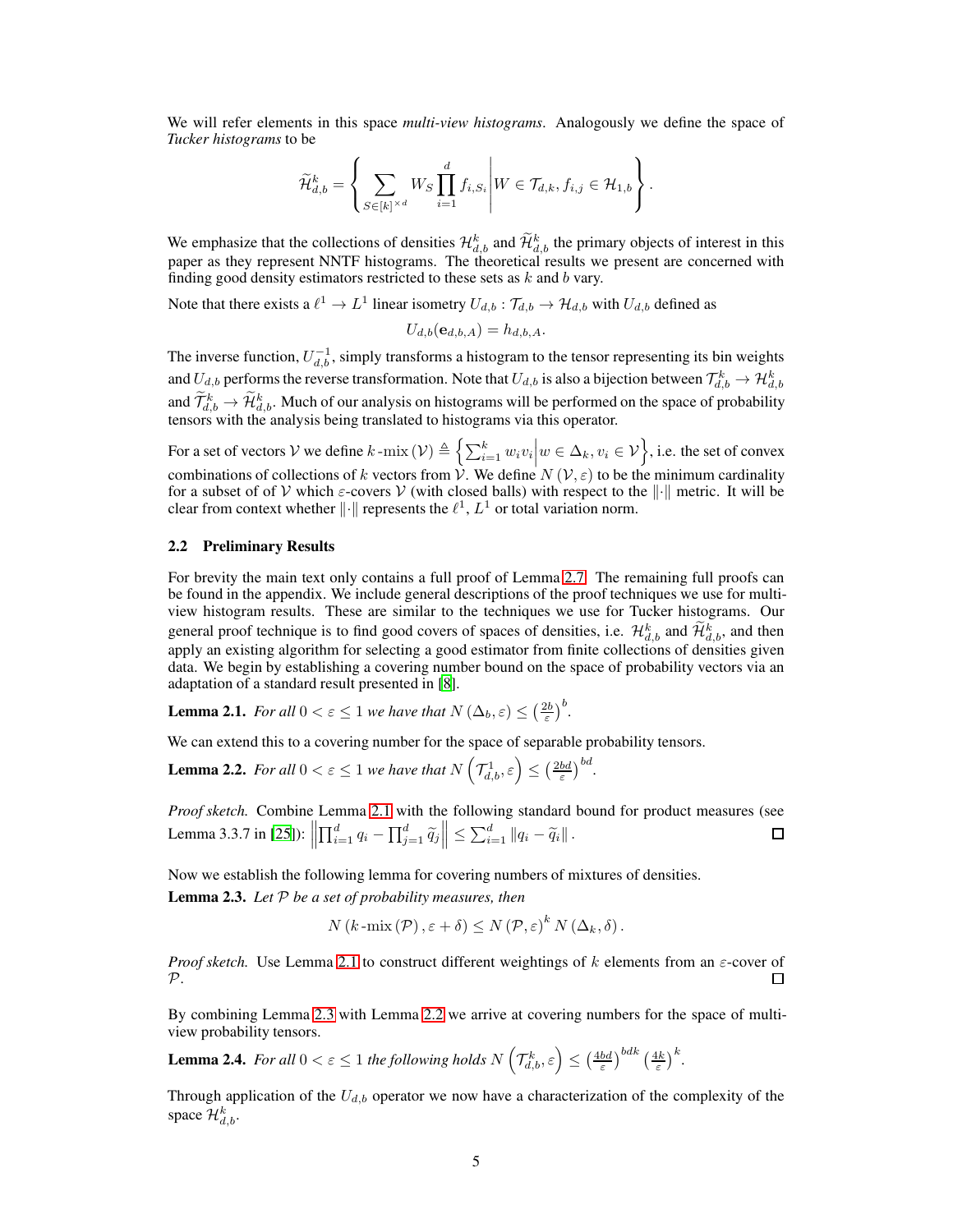We will refer elements in this space *multi-view histograms*. Analogously we define the space of *Tucker histograms* to be

$$\widetilde{\mathcal{H}}_{d,b}^{k} = \left\{ \sum_{S \in [k]^{\times d}} W_S \prod_{i=1}^{d} f_{i,S_i} \middle| W \in \mathcal{T}_{d,k}, f_{i,j} \in \mathcal{H}_{1,b} \right\}.$$

We emphasize that the collections of densities $\mathcal{H}_{d,b}^{k}$ and $\widetilde{\mathcal{H}}_{d,b}^{k}$ the primary objects of interest in this paper as they represent NNTF histograms. The theoretical results we present are concerned with finding good density estimators restricted to these sets as $k$ and $b$ vary.

Note that there exists a $\ell^1 \to L^1$ linear isometry $U_{d,b} : \mathcal{T}_{d,b} \to \mathcal{H}_{d,b}$ with $U_{d,b}$ defined as

$$U_{d,b}(\mathbf{e}_{d,b,A}) = h_{d,b,A}.$$

The inverse function, $U_{d,b}^{-1}$, simply transforms a histogram to the tensor representing its bin weights and $U_{d,b}$ performs the reverse transformation. Note that $U_{d,b}$ is also a bijection between $\mathcal{T}_{d,b}^{k} \to \mathcal{H}_{d,b}^{k}$ and $\widetilde{\mathcal{T}}_{d,b}^{k} \to \widetilde{\mathcal{H}}_{d,b}^{k}$. Much of our analysis on histograms will be performed on the space of probability tensors with the analysis being translated to histograms via this operator.

For a set of vectors $\mathcal{V}$ we define $k\text{-mix}\left(\mathcal{V}\right) \triangleq \left\{ \sum_{i=1}^{k} w_i v_i \middle| w \in \Delta_k, v_i \in \mathcal{V} \right\}$, i.e. the set of convex combinations of collections of $k$ vectors from $\mathcal{V}$. We define $N\left(\mathcal{V}, \varepsilon\right)$ to be the minimum cardinality for a subset of of $\mathcal{V}$ which $\varepsilon$-covers $\mathcal{V}$ (with closed balls) with respect to the $\left\|\cdot\right\|$ metric. It will be clear from context whether $\left\|\cdot\right\|$ represents the $\ell^1$, $L^1$ or total variation norm.

### 2.2 Preliminary Results

For brevity the main text only contains a full proof of Lemma 2.7. The remaining full proofs can be found in the appendix. We include general descriptions of the proof techniques we use for multi-view histogram results. These are similar to the techniques we use for Tucker histograms. Our general proof technique is to find good covers of spaces of densities, i.e. $\mathcal{H}_{d,b}^{k}$ and $\widetilde{\mathcal{H}}_{d,b}^{k}$, and then apply an existing algorithm for selecting a good estimator from finite collections of densities given data. We begin by establishing a covering number bound on the space of probability vectors via an adaptation of a standard result presented in [8].

**Lemma 2.1.** *For all $0 < \varepsilon \leq 1$ we have that $N\left(\Delta_b, \varepsilon\right) \leq \left(\frac{2b}{\varepsilon}\right)^{b}$.*

We can extend this to a covering number for the space of separable probability tensors.

**Lemma 2.2.** *For all $0 < \varepsilon \leq 1$ we have that $N\left(\mathcal{T}_{d,b}^{1}, \varepsilon\right) \leq \left(\frac{2bd}{\varepsilon}\right)^{bd}$.*

*Proof sketch.* Combine Lemma 2.1 with the following standard bound for product measures (see Lemma 3.3.7 in [25]): $\left\|\prod_{i=1}^{d} q_i - \prod_{j=1}^{d} \widetilde{q}_j\right\| \leq \sum_{i=1}^{d} \left\|q_i - \widetilde{q}_i\right\|$. ∎

Now we establish the following lemma for covering numbers of mixtures of densities.

**Lemma 2.3.** *Let $\mathcal{P}$ be a set of probability measures, then*

$$N\left(k\text{-mix}\left(\mathcal{P}\right), \varepsilon + \delta\right) \leq N\left(\mathcal{P}, \varepsilon\right)^{k} N\left(\Delta_k, \delta\right).$$

*Proof sketch.* Use Lemma 2.1 to construct different weightings of $k$ elements from an $\varepsilon$-cover of $\mathcal{P}$. ∎

By combining Lemma 2.3 with Lemma 2.2 we arrive at covering numbers for the space of multi-view probability tensors.

**Lemma 2.4.** *For all $0 < \varepsilon \leq 1$ the following holds $N\left(\mathcal{T}_{d,b}^{k}, \varepsilon\right) \leq \left(\frac{4bd}{\varepsilon}\right)^{bdk} \left(\frac{4k}{\varepsilon}\right)^{k}$.*

Through application of the $U_{d,b}$ operator we now have a characterization of the complexity of the space $\mathcal{H}_{d,b}^{k}$.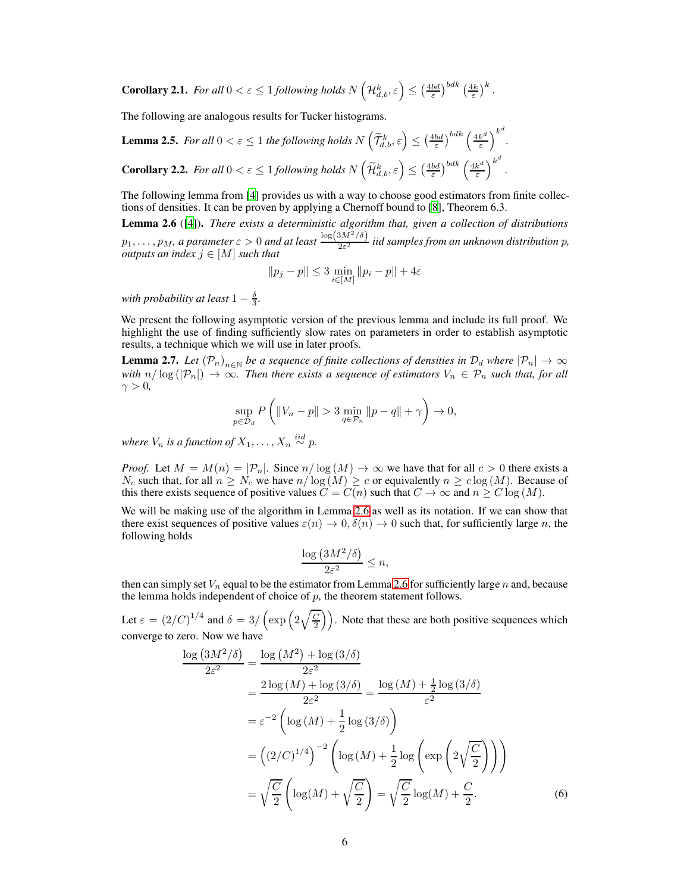**Corollary 2.1.** *For all $0 < \varepsilon \le 1$ following holds $N\left(\mathcal{H}_{d,b}^k, \varepsilon\right) \le \left(\frac{4bd}{\varepsilon}\right)^{bdk} \left(\frac{4k}{\varepsilon}\right)^k$.*

The following are analogous results for Tucker histograms.

**Lemma 2.5.** *For all $0 < \varepsilon \le 1$ the following holds $N\left(\widetilde{\mathcal{T}}_{d,b}^k, \varepsilon\right) \le \left(\frac{4bd}{\varepsilon}\right)^{bdk} \left(\frac{4k^d}{\varepsilon}\right)^{k^d}$.*

**Corollary 2.2.** *For all $0 < \varepsilon \le 1$ following holds $N\left(\widetilde{\mathcal{H}}_{d,b}^k, \varepsilon\right) \le \left(\frac{4bd}{\varepsilon}\right)^{bdk} \left(\frac{4k^d}{\varepsilon}\right)^{k^d}$.*

The following lemma from [4] provides us with a way to choose good estimators from finite collections of densities. It can be proven by applying a Chernoff bound to [8], Theorem 6.3.

**Lemma 2.6** ([4])**.** *There exists a deterministic algorithm that, given a collection of distributions $p_1, \ldots, p_M$, a parameter $\varepsilon > 0$ and at least $\frac{\log\left(3M^2/\delta\right)}{2\varepsilon^2}$ iid samples from an unknown distribution $p$, outputs an index $j \in [M]$ such that*

$$\|p_j - p\| \le 3 \min_{i \in [M]} \|p_i - p\| + 4\varepsilon$$

*with probability at least $1 - \frac{\delta}{3}$.*

We present the following asymptotic version of the previous lemma and include its full proof. We highlight the use of finding sufficiently slow rates on parameters in order to establish asymptotic results, a technique which we will use in later proofs.

**Lemma 2.7.** *Let $\left(\mathcal{P}_n\right)_{n \in \mathbb{N}}$ be a sequence of finite collections of densities in $\mathcal{D}_d$ where $|\mathcal{P}_n| \to \infty$ with $n/\log\left(|\mathcal{P}_n|\right) \to \infty$. Then there exists a sequence of estimators $V_n \in \mathcal{P}_n$ such that, for all $\gamma > 0$,*

$$\sup_{p \in \mathcal{D}_d} P\left(\|V_n - p\| > 3 \min_{q \in \mathcal{P}_n} \|p - q\| + \gamma\right) \to 0,$$

*where $V_n$ is a function of $X_1, \ldots, X_n \overset{iid}{\sim} p$.*

*Proof.* Let $M = M(n) = |\mathcal{P}_n|$. Since $n/\log(M) \to \infty$ we have that for all $c > 0$ there exists a $N_c$ such that, for all $n \ge N_c$ we have $n/\log(M) \ge c$ or equivalently $n \ge c\log(M)$. Because of this there exists sequence of positive values $C = C(n)$ such that $C \to \infty$ and $n \ge C\log(M)$.

We will be making use of the algorithm in Lemma 2.6 as well as its notation. If we can show that there exist sequences of positive values $\varepsilon(n) \to 0, \delta(n) \to 0$ such that, for sufficiently large $n$, the following holds

$$\frac{\log\left(3M^2/\delta\right)}{2\varepsilon^2} \le n,$$

then can simply set $V_n$ equal to be the estimator from Lemma 2.6 for sufficiently large $n$ and, because the lemma holds independent of choice of $p$, the theorem statement follows.

Let $\varepsilon = (2/C)^{1/4}$ and $\delta = 3/\left(\exp\left(2\sqrt{\frac{C}{2}}\right)\right)$. Note that these are both positive sequences which converge to zero. Now we have

$$\begin{aligned}
\frac{\log\left(3M^2/\delta\right)}{2\varepsilon^2} &= \frac{\log\left(M^2\right) + \log\left(3/\delta\right)}{2\varepsilon^2} \\
&= \frac{2\log(M) + \log(3/\delta)}{2\varepsilon^2} = \frac{\log(M) + \frac{1}{2}\log(3/\delta)}{\varepsilon^2} \\
&= \varepsilon^{-2}\left(\log(M) + \frac{1}{2}\log(3/\delta)\right) \\
&= \left((2/C)^{1/4}\right)^{-2}\left(\log(M) + \frac{1}{2}\log\left(\exp\left(2\sqrt{\frac{C}{2}}\right)\right)\right) \\
&= \sqrt{\frac{C}{2}}\left(\log(M) + \sqrt{\frac{C}{2}}\right) = \sqrt{\frac{C}{2}}\log(M) + \frac{C}{2}.
\end{aligned} \tag{6}$$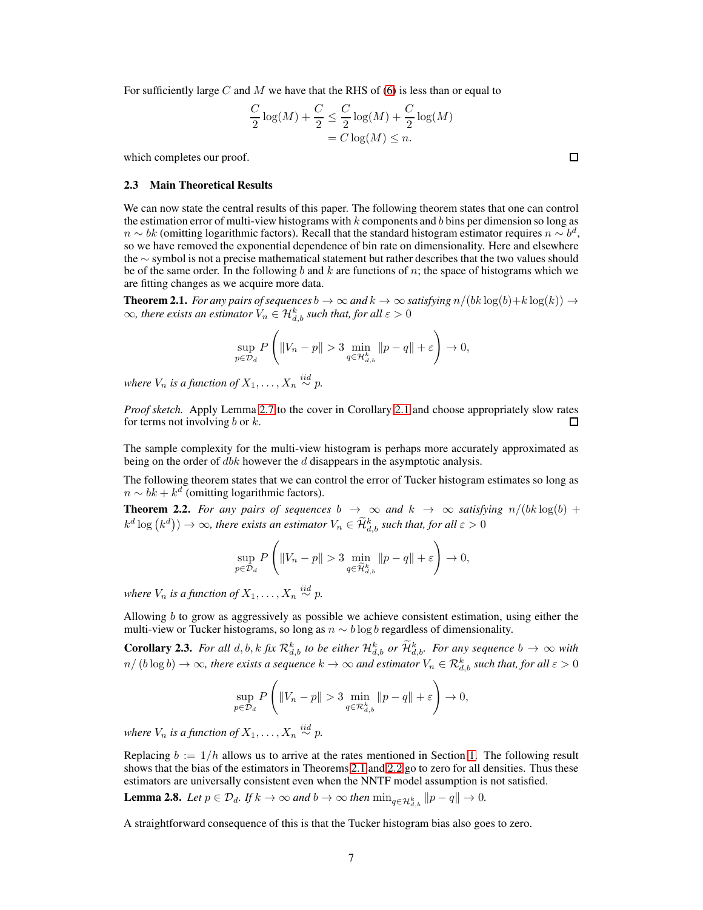For sufficiently large $C$ and $M$ we have that the RHS of (6) is less than or equal to

$$\frac{C}{2}\log(M) + \frac{C}{2} \leq \frac{C}{2}\log(M) + \frac{C}{2}\log(M)$$
$$= C\log(M) \leq n.$$

which completes our proof. ☐

### 2.3 Main Theoretical Results

We can now state the central results of this paper. The following theorem states that one can control the estimation error of multi-view histograms with $k$ components and $b$ bins per dimension so long as $n \sim bk$ (omitting logarithmic factors). Recall that the standard histogram estimator requires $n \sim b^d$, so we have removed the exponential dependence of bin rate on dimensionality. Here and elsewhere the $\sim$ symbol is not a precise mathematical statement but rather describes that the two values should be of the same order. In the following $b$ and $k$ are functions of $n$; the space of histograms which we are fitting changes as we acquire more data.

**Theorem 2.1.** *For any pairs of sequences $b \to \infty$ and $k \to \infty$ satisfying $n/(bk\log(b) + k\log(k)) \to \infty$, there exists an estimator $V_n \in \mathcal{H}_{d,b}^k$ such that, for all $\varepsilon > 0$*

$$\sup_{p \in \mathcal{D}_d} P\left(\|V_n - p\| > 3 \min_{q \in \mathcal{H}_{d,b}^k} \|p - q\| + \varepsilon\right) \to 0,$$

*where $V_n$ is a function of $X_1, \ldots, X_n \overset{iid}{\sim} p$.*

*Proof sketch.* Apply Lemma 2.7 to the cover in Corollary 2.1 and choose appropriately slow rates for terms not involving $b$ or $k$. ☐

The sample complexity for the multi-view histogram is perhaps more accurately approximated as being on the order of $dbk$ however the $d$ disappears in the asymptotic analysis.

The following theorem states that we can control the error of Tucker histogram estimates so long as $n \sim bk + k^d$ (omitting logarithmic factors).

**Theorem 2.2.** *For any pairs of sequences $b \to \infty$ and $k \to \infty$ satisfying $n/(bk\log(b) + k^d\log(k^d)) \to \infty$, there exists an estimator $V_n \in \widetilde{\mathcal{H}}_{d,b}^k$ such that, for all $\varepsilon > 0$*

$$\sup_{p \in \mathcal{D}_d} P\left(\|V_n - p\| > 3 \min_{q \in \widetilde{\mathcal{H}}_{d,b}^k} \|p - q\| + \varepsilon\right) \to 0,$$

*where $V_n$ is a function of $X_1, \ldots, X_n \overset{iid}{\sim} p$.*

Allowing $b$ to grow as aggressively as possible we achieve consistent estimation, using either the multi-view or Tucker histograms, so long as $n \sim b\log b$ regardless of dimensionality.

**Corollary 2.3.** *For all $d, b, k$ fix $\mathcal{R}_{d,b}^k$ to be either $\mathcal{H}_{d,b}^k$ or $\widetilde{\mathcal{H}}_{d,b}^k$. For any sequence $b \to \infty$ with $n/(b\log b) \to \infty$, there exists a sequence $k \to \infty$ and estimator $V_n \in \mathcal{R}_{d,b}^k$ such that, for all $\varepsilon > 0$*

$$\sup_{p \in \mathcal{D}_d} P\left(\|V_n - p\| > 3 \min_{q \in \mathcal{R}_{d,b}^k} \|p - q\| + \varepsilon\right) \to 0,$$

*where $V_n$ is a function of $X_1, \ldots, X_n \overset{iid}{\sim} p$.*

Replacing $b := 1/h$ allows us to arrive at the rates mentioned in Section 1. The following result shows that the bias of the estimators in Theorems 2.1 and 2.2 go to zero for all densities. Thus these estimators are universally consistent even when the NNTF model assumption is not satisfied.

**Lemma 2.8.** *Let $p \in \mathcal{D}_d$. If $k \to \infty$ and $b \to \infty$ then $\min_{q \in \mathcal{H}_{d,b}^k} \|p - q\| \to 0$.*

A straightforward consequence of this is that the Tucker histogram bias also goes to zero.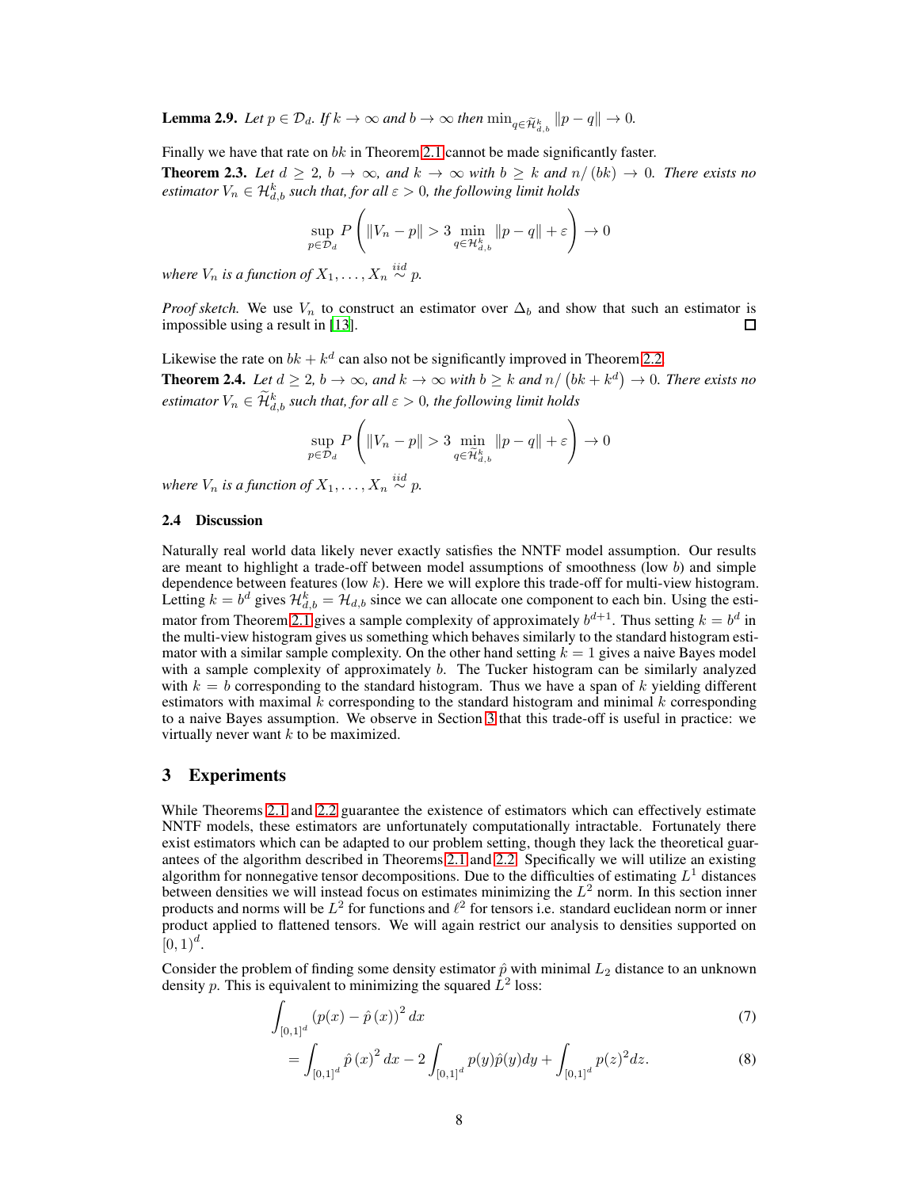**Lemma 2.9.** *Let $p \in \mathcal{D}_d$. If $k \to \infty$ and $b \to \infty$ then $\min_{q \in \widetilde{\mathcal{H}}_{d,b}^k} \|p - q\| \to 0$.*

Finally we have that rate on $bk$ in Theorem 2.1 cannot be made significantly faster.

**Theorem 2.3.** *Let $d \geq 2$, $b \to \infty$, and $k \to \infty$ with $b \geq k$ and $n/(bk) \to 0$. There exists no estimator $V_n \in \mathcal{H}_{d,b}^k$ such that, for all $\varepsilon > 0$, the following limit holds*

$$\sup_{p \in \mathcal{D}_d} P\left(\|V_n - p\| > 3 \min_{q \in \mathcal{H}_{d,b}^k} \|p - q\| + \varepsilon\right) \to 0$$

*where $V_n$ is a function of $X_1, \ldots, X_n \overset{iid}{\sim} p$.*

*Proof sketch.* We use $V_n$ to construct an estimator over $\Delta_b$ and show that such an estimator is impossible using a result in [13]. ∎

Likewise the rate on $bk + k^d$ can also not be significantly improved in Theorem 2.2.

**Theorem 2.4.** *Let $d \geq 2$, $b \to \infty$, and $k \to \infty$ with $b \geq k$ and $n/\left(bk + k^d\right) \to 0$. There exists no estimator $V_n \in \widetilde{\mathcal{H}}_{d,b}^k$ such that, for all $\varepsilon > 0$, the following limit holds*

$$\sup_{p \in \mathcal{D}_d} P\left(\|V_n - p\| > 3 \min_{q \in \widetilde{\mathcal{H}}_{d,b}^k} \|p - q\| + \varepsilon\right) \to 0$$

*where $V_n$ is a function of $X_1, \ldots, X_n \overset{iid}{\sim} p$.*

### 2.4 Discussion

Naturally real world data likely never exactly satisfies the NNTF model assumption. Our results are meant to highlight a trade-off between model assumptions of smoothness (low $b$) and simple dependence between features (low $k$). Here we will explore this trade-off for multi-view histogram. Letting $k = b^d$ gives $\mathcal{H}_{d,b}^k = \mathcal{H}_{d,b}$ since we can allocate one component to each bin. Using the estimator from Theorem 2.1 gives a sample complexity of approximately $b^{d+1}$. Thus setting $k = b^d$ in the multi-view histogram gives us something which behaves similarly to the standard histogram estimator with a similar sample complexity. On the other hand setting $k = 1$ gives a naive Bayes model with a sample complexity of approximately $b$. The Tucker histogram can be similarly analyzed with $k = b$ corresponding to the standard histogram. Thus we have a span of $k$ yielding different estimators with maximal $k$ corresponding to the standard histogram and minimal $k$ corresponding to a naive Bayes assumption. We observe in Section 3 that this trade-off is useful in practice: we virtually never want $k$ to be maximized.

## 3 Experiments

While Theorems 2.1 and 2.2 guarantee the existence of estimators which can effectively estimate NNTF models, these estimators are unfortunately computationally intractable. Fortunately there exist estimators which can be adapted to our problem setting, though they lack the theoretical guarantees of the algorithm described in Theorems 2.1 and 2.2. Specifically we will utilize an existing algorithm for nonnegative tensor decompositions. Due to the difficulties of estimating $L^1$ distances between densities we will instead focus on estimates minimizing the $L^2$ norm. In this section inner products and norms will be $L^2$ for functions and $\ell^2$ for tensors i.e. standard euclidean norm or inner product applied to flattened tensors. We will again restrict our analysis to densities supported on $[0,1)^d$.

Consider the problem of finding some density estimator $\hat{p}$ with minimal $L_2$ distance to an unknown density $p$. This is equivalent to minimizing the squared $L^2$ loss:

$$\int_{[0,1]^d} (p(x) - \hat{p}(x))^2 \, dx \tag{7}$$

$$= \int_{[0,1]^d} \hat{p}(x)^2 \, dx - 2\int_{[0,1]^d} p(y)\hat{p}(y)dy + \int_{[0,1]^d} p(z)^2 dz. \tag{8}$$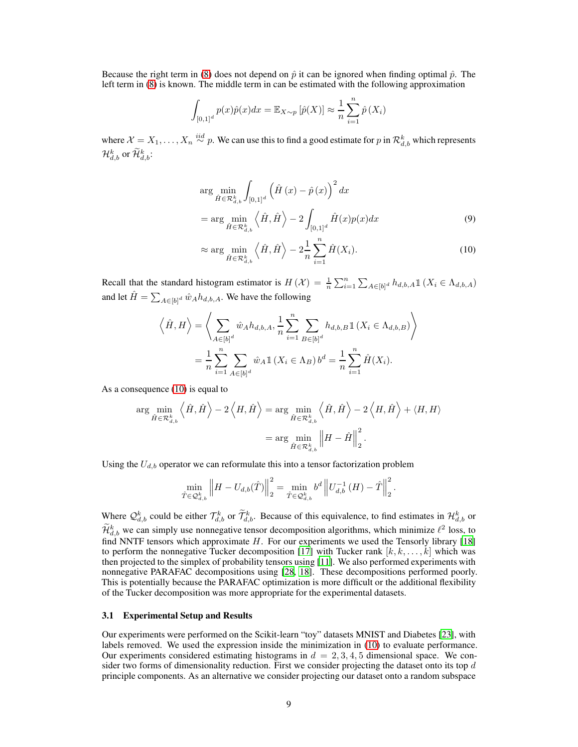Because the right term in (8) does not depend on $\hat{p}$ it can be ignored when finding optimal $\hat{p}$. The left term in (8) is known. The middle term in can be estimated with the following approximation

$$\int_{[0,1]^d} p(x)\hat{p}(x)dx = \mathbb{E}_{X\sim p}\left[\hat{p}(X)\right] \approx \frac{1}{n}\sum_{i=1}^{n} \hat{p}\left(X_i\right)$$

where $\mathcal{X} = X_1, \ldots, X_n \overset{iid}{\sim} p$. We can use this to find a good estimate for $p$ in $\mathcal{R}_{d,b}^k$ which represents $\mathcal{H}_{d,b}^k$ or $\widetilde{\mathcal{H}}_{d,b}^k$:

$$\begin{aligned}
&\arg\min_{\hat{H}\in\mathcal{R}_{d,b}^k} \int_{[0,1]^d} \left(\hat{H}\left(x\right) - \hat{p}\left(x\right)\right)^2 dx \\
&= \arg\min_{\hat{H}\in\mathcal{R}_{d,b}^k} \left\langle \hat{H}, \hat{H} \right\rangle - 2\int_{[0,1]^d} \hat{H}(x)p(x)dx \qquad (9)\\
&\approx \arg\min_{\hat{H}\in\mathcal{R}_{d,b}^k} \left\langle \hat{H}, \hat{H} \right\rangle - 2\frac{1}{n}\sum_{i=1}^{n} \hat{H}(X_i). \qquad (10)
\end{aligned}$$

Recall that the standard histogram estimator is $H\left(\mathcal{X}\right) = \frac{1}{n}\sum_{i=1}^{n}\sum_{A\in[b]^d} h_{d,b,A}\mathbb{1}\left(X_i \in \Lambda_{d,b,A}\right)$ and let $\hat{H} = \sum_{A\in[b]^d} \hat{w}_A h_{d,b,A}$. We have the following

$$\begin{aligned}
\left\langle \hat{H}, H \right\rangle &= \left\langle \sum_{A\in[b]^d} \hat{w}_A h_{d,b,A}, \frac{1}{n}\sum_{i=1}^{n}\sum_{B\in[b]^d} h_{d,b,B}\mathbb{1}\left(X_i \in \Lambda_{d,b,B}\right) \right\rangle \\
&= \frac{1}{n}\sum_{i=1}^{n}\sum_{A\in[b]^d} \hat{w}_A \mathbb{1}\left(X_i \in \Lambda_B\right) b^d = \frac{1}{n}\sum_{i=1}^{n}\hat{H}(X_i).
\end{aligned}$$

As a consequence (10) is equal to

$$\begin{aligned}
\arg\min_{\hat{H}\in\mathcal{R}_{d,b}^k} \left\langle \hat{H}, \hat{H} \right\rangle - 2\left\langle H, \hat{H} \right\rangle &= \arg\min_{\hat{H}\in\mathcal{R}_{d,b}^k} \left\langle \hat{H}, \hat{H} \right\rangle - 2\left\langle H, \hat{H} \right\rangle + \left\langle H, H \right\rangle \\
&= \arg\min_{\hat{H}\in\mathcal{R}_{d,b}^k} \left\| H - \hat{H} \right\|_2^2.
\end{aligned}$$

Using the $U_{d,b}$ operator we can reformulate this into a tensor factorization problem

$$\min_{\hat{T}\in\mathcal{Q}_{d,b}^k} \left\| H - U_{d,b}(\hat{T}) \right\|_2^2 = \min_{\hat{T}\in\mathcal{Q}_{d,b}^k} b^d \left\| U_{d,b}^{-1}\left(H\right) - \hat{T} \right\|_2^2.$$

Where $\mathcal{Q}_{d,b}^k$ could be either $\mathcal{T}_{d,b}^k$ or $\widetilde{\mathcal{T}}_{d,b}^k$. Because of this equivalence, to find estimates in $\mathcal{H}_{d,b}^k$ or $\widetilde{\mathcal{H}}_{d,b}^k$ we can simply use nonnegative tensor decomposition algorithms, which minimize $\ell^2$ loss, to find NNTF tensors which approximate $H$. For our experiments we used the Tensorly library [18] to perform the nonnegative Tucker decomposition [17] with Tucker rank $[k, k, \ldots, k]$ which was then projected to the simplex of probability tensors using [11]. We also performed experiments with nonnegative PARAFAC decompositions using [28, 18]. These decompositions performed poorly. This is potentially because the PARAFAC optimization is more difficult or the additional flexibility of the Tucker decomposition was more appropriate for the experimental datasets.

### 3.1 Experimental Setup and Results

Our experiments were performed on the Scikit-learn "toy" datasets MNIST and Diabetes [23], with labels removed. We used the expression inside the minimization in (10) to evaluate performance. Our experiments considered estimating histograms in $d = 2, 3, 4, 5$ dimensional space. We consider two forms of dimensionality reduction. First we consider projecting the dataset onto its top $d$ principle components. As an alternative we consider projecting our dataset onto a random subspace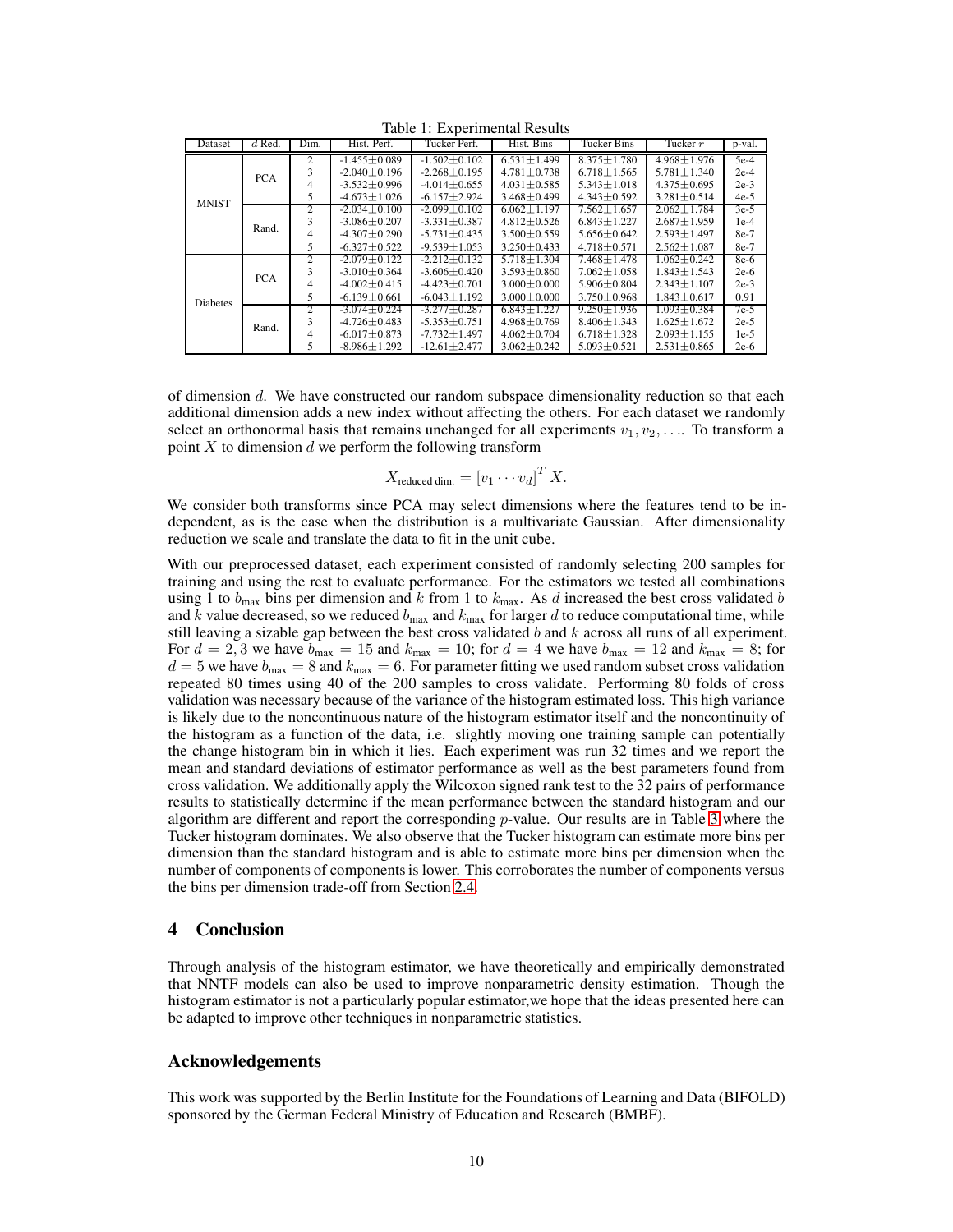Table 1: Experimental Results

| Dataset | $d$ Red. | Dim. | Hist. Perf. | Tucker Perf. | Hist. Bins | Tucker Bins | Tucker $r$ | p-val. |
|---|---|---|---|---|---|---|---|---|
| MNIST | PCA | 2 | -1.455±0.089 | -1.502±0.102 | 6.531±1.499 | 8.375±1.780 | 4.968±1.976 | 5e-4 |
| | | 3 | -2.040±0.196 | -2.268±0.195 | 4.781±0.738 | 6.718±1.565 | 5.781±1.340 | 2e-4 |
| | | 4 | -3.532±0.996 | -4.014±0.655 | 4.031±0.585 | 5.343±1.018 | 4.375±0.695 | 2e-3 |
| | | 5 | -4.673±1.026 | -6.157±2.924 | 3.468±0.499 | 4.343±0.592 | 3.281±0.514 | 4e-5 |
| | Rand. | 2 | -2.034±0.100 | -2.099±0.102 | 6.062±1.197 | 7.562±1.657 | 2.062±1.784 | 3e-5 |
| | | 3 | -3.086±0.207 | -3.331±0.387 | 4.812±0.526 | 6.843±1.227 | 2.687±1.959 | 1e-4 |
| | | 4 | -4.307±0.290 | -5.731±0.435 | 3.500±0.559 | 5.656±0.642 | 2.593±1.497 | 8e-7 |
| | | 5 | -6.327±0.522 | -9.539±1.053 | 3.250±0.433 | 4.718±0.571 | 2.562±1.087 | 8e-7 |
| Diabetes | PCA | 2 | -2.079±0.122 | -2.212±0.132 | 5.718±1.304 | 7.468±1.478 | 1.062±0.242 | 8e-6 |
| | | 3 | -3.010±0.364 | -3.606±0.420 | 3.593±0.860 | 7.062±1.058 | 1.843±1.543 | 2e-6 |
| | | 4 | -4.002±0.415 | -4.423±0.701 | 3.000±0.000 | 5.906±0.804 | 2.343±1.107 | 2e-3 |
| | | 5 | -6.139±0.661 | -6.043±1.192 | 3.000±0.000 | 3.750±0.968 | 1.843±0.617 | 0.91 |
| | Rand. | 2 | -3.074±0.224 | -3.277±0.287 | 6.843±1.227 | 9.250±1.936 | 1.093±0.384 | 7e-5 |
| | | 3 | -4.726±0.483 | -5.353±0.751 | 4.968±0.769 | 8.406±1.343 | 1.625±1.672 | 2e-5 |
| | | 4 | -6.017±0.873 | -7.732±1.497 | 4.062±0.704 | 6.718±1.328 | 2.093±1.155 | 1e-5 |
| | | 5 | -8.986±1.292 | -12.61±2.477 | 3.062±0.242 | 5.093±0.521 | 2.531±0.865 | 2e-6 |

of dimension $d$. We have constructed our random subspace dimensionality reduction so that each additional dimension adds a new index without affecting the others. For each dataset we randomly select an orthonormal basis that remains unchanged for all experiments $v_1, v_2, \ldots$. To transform a point $X$ to dimension $d$ we perform the following transform

$$X_{\text{reduced dim.}} = [v_1 \cdots v_d]^T X.$$

We consider both transforms since PCA may select dimensions where the features tend to be independent, as is the case when the distribution is a multivariate Gaussian. After dimensionality reduction we scale and translate the data to fit in the unit cube.

With our preprocessed dataset, each experiment consisted of randomly selecting 200 samples for training and using the rest to evaluate performance. For the estimators we tested all combinations using 1 to $b_{\text{max}}$ bins per dimension and $k$ from 1 to $k_{\text{max}}$. As $d$ increased the best cross validated $b$ and $k$ value decreased, so we reduced $b_{\text{max}}$ and $k_{\text{max}}$ for larger $d$ to reduce computational time, while still leaving a sizable gap between the best cross validated $b$ and $k$ across all runs of all experiment. For $d = 2, 3$ we have $b_{\text{max}} = 15$ and $k_{\text{max}} = 10$; for $d = 4$ we have $b_{\text{max}} = 12$ and $k_{\text{max}} = 8$; for $d = 5$ we have $b_{\text{max}} = 8$ and $k_{\text{max}} = 6$. For parameter fitting we used random subset cross validation repeated 80 times using 40 of the 200 samples to cross validate. Performing 80 folds of cross validation was necessary because of the variance of the histogram estimated loss. This high variance is likely due to the noncontinuous nature of the histogram estimator itself and the noncontinuity of the histogram as a function of the data, i.e. slightly moving one training sample can potentially the change histogram bin in which it lies. Each experiment was run 32 times and we report the mean and standard deviations of estimator performance as well as the best parameters found from cross validation. We additionally apply the Wilcoxon signed rank test to the 32 pairs of performance results to statistically determine if the mean performance between the standard histogram and our algorithm are different and report the corresponding $p$-value. Our results are in Table 3 where the Tucker histogram dominates. We also observe that the Tucker histogram can estimate more bins per dimension than the standard histogram and is able to estimate more bins per dimension when the number of components of components is lower. This corroborates the number of components versus the bins per dimension trade-off from Section 2.4.

## 4 Conclusion

Through analysis of the histogram estimator, we have theoretically and empirically demonstrated that NNTF models can also be used to improve nonparametric density estimation. Though the histogram estimator is not a particularly popular estimator,we hope that the ideas presented here can be adapted to improve other techniques in nonparametric statistics.

## Acknowledgements

This work was supported by the Berlin Institute for the Foundations of Learning and Data (BIFOLD) sponsored by the German Federal Ministry of Education and Research (BMBF).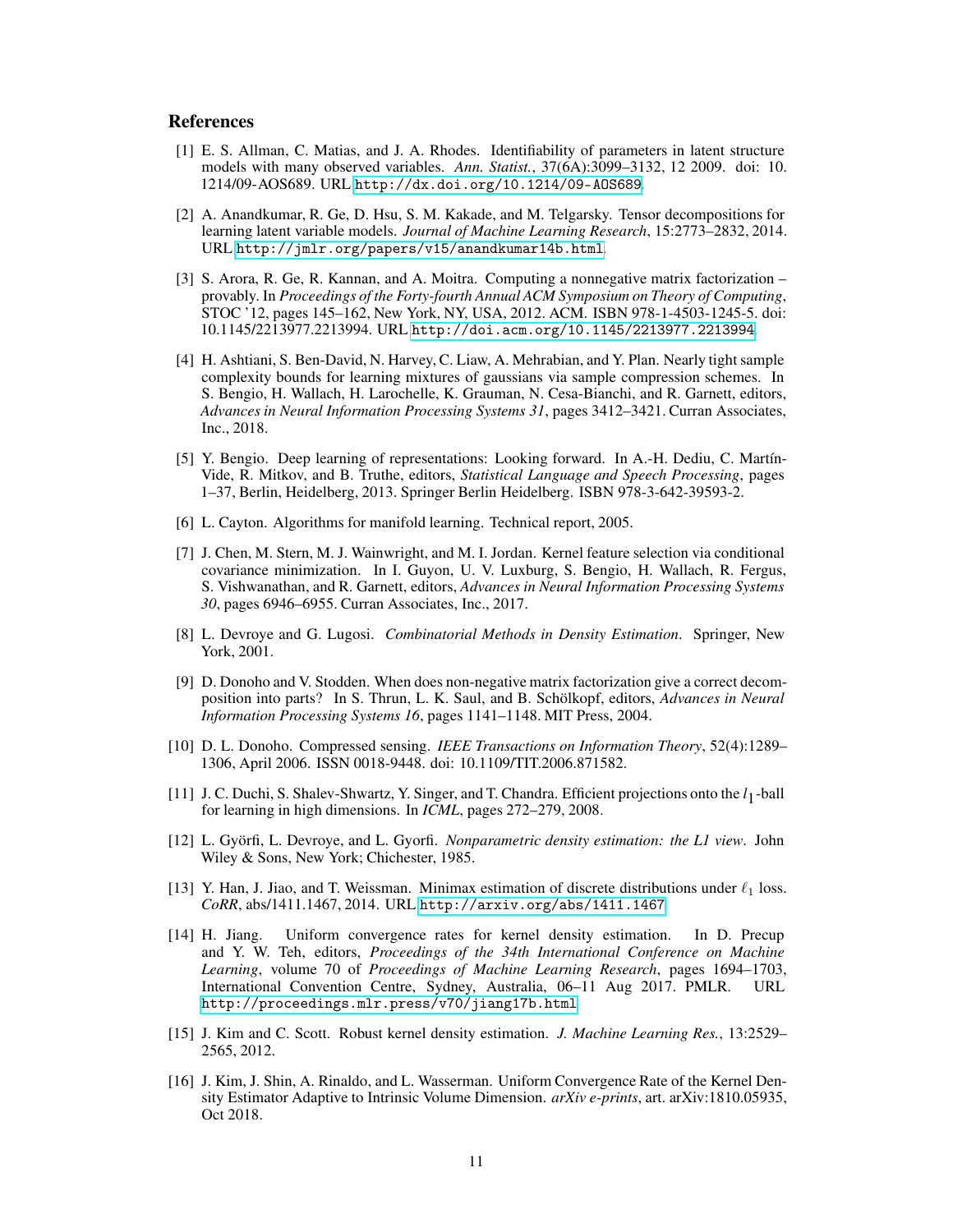## References

[1] E. S. Allman, C. Matias, and J. A. Rhodes. Identifiability of parameters in latent structure models with many observed variables. *Ann. Statist.*, 37(6A):3099–3132, 12 2009. doi: 10.1214/09-AOS689. URL http://dx.doi.org/10.1214/09-AOS689.

[2] A. Anandkumar, R. Ge, D. Hsu, S. M. Kakade, and M. Telgarsky. Tensor decompositions for learning latent variable models. *Journal of Machine Learning Research*, 15:2773–2832, 2014. URL http://jmlr.org/papers/v15/anandkumar14b.html.

[3] S. Arora, R. Ge, R. Kannan, and A. Moitra. Computing a nonnegative matrix factorization – provably. In *Proceedings of the Forty-fourth Annual ACM Symposium on Theory of Computing*, STOC '12, pages 145–162, New York, NY, USA, 2012. ACM. ISBN 978-1-4503-1245-5. doi: 10.1145/2213977.2213994. URL http://doi.acm.org/10.1145/2213977.2213994.

[4] H. Ashtiani, S. Ben-David, N. Harvey, C. Liaw, A. Mehrabian, and Y. Plan. Nearly tight sample complexity bounds for learning mixtures of gaussians via sample compression schemes. In S. Bengio, H. Wallach, H. Larochelle, K. Grauman, N. Cesa-Bianchi, and R. Garnett, editors, *Advances in Neural Information Processing Systems 31*, pages 3412–3421. Curran Associates, Inc., 2018.

[5] Y. Bengio. Deep learning of representations: Looking forward. In A.-H. Dediu, C. Martín-Vide, R. Mitkov, and B. Truthe, editors, *Statistical Language and Speech Processing*, pages 1–37, Berlin, Heidelberg, 2013. Springer Berlin Heidelberg. ISBN 978-3-642-39593-2.

[6] L. Cayton. Algorithms for manifold learning. Technical report, 2005.

[7] J. Chen, M. Stern, M. J. Wainwright, and M. I. Jordan. Kernel feature selection via conditional covariance minimization. In I. Guyon, U. V. Luxburg, S. Bengio, H. Wallach, R. Fergus, S. Vishwanathan, and R. Garnett, editors, *Advances in Neural Information Processing Systems 30*, pages 6946–6955. Curran Associates, Inc., 2017.

[8] L. Devroye and G. Lugosi. *Combinatorial Methods in Density Estimation*. Springer, New York, 2001.

[9] D. Donoho and V. Stodden. When does non-negative matrix factorization give a correct decomposition into parts? In S. Thrun, L. K. Saul, and B. Schölkopf, editors, *Advances in Neural Information Processing Systems 16*, pages 1141–1148. MIT Press, 2004.

[10] D. L. Donoho. Compressed sensing. *IEEE Transactions on Information Theory*, 52(4):1289–1306, April 2006. ISSN 0018-9448. doi: 10.1109/TIT.2006.871582.

[11] J. C. Duchi, S. Shalev-Shwartz, Y. Singer, and T. Chandra. Efficient projections onto the $l_1$-ball for learning in high dimensions. In *ICML*, pages 272–279, 2008.

[12] L. Györfi, L. Devroye, and L. Gyorfi. *Nonparametric density estimation: the L1 view*. John Wiley & Sons, New York; Chichester, 1985.

[13] Y. Han, J. Jiao, and T. Weissman. Minimax estimation of discrete distributions under $\ell_1$ loss. *CoRR*, abs/1411.1467, 2014. URL http://arxiv.org/abs/1411.1467.

[14] H. Jiang. Uniform convergence rates for kernel density estimation. In D. Precup and Y. W. Teh, editors, *Proceedings of the 34th International Conference on Machine Learning*, volume 70 of *Proceedings of Machine Learning Research*, pages 1694–1703, International Convention Centre, Sydney, Australia, 06–11 Aug 2017. PMLR. URL http://proceedings.mlr.press/v70/jiang17b.html.

[15] J. Kim and C. Scott. Robust kernel density estimation. *J. Machine Learning Res.*, 13:2529–2565, 2012.

[16] J. Kim, J. Shin, A. Rinaldo, and L. Wasserman. Uniform Convergence Rate of the Kernel Density Estimator Adaptive to Intrinsic Volume Dimension. *arXiv e-prints*, art. arXiv:1810.05935, Oct 2018.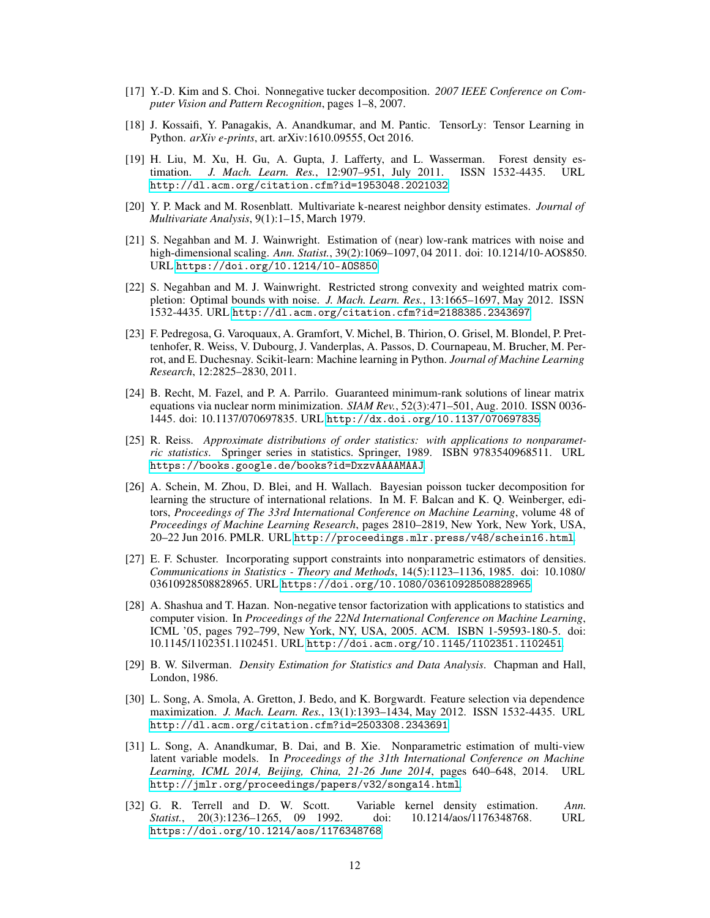[17] Y.-D. Kim and S. Choi. Nonnegative tucker decomposition. *2007 IEEE Conference on Computer Vision and Pattern Recognition*, pages 1–8, 2007.

[18] J. Kossaifi, Y. Panagakis, A. Anandkumar, and M. Pantic. TensorLy: Tensor Learning in Python. *arXiv e-prints*, art. arXiv:1610.09555, Oct 2016.

[19] H. Liu, M. Xu, H. Gu, A. Gupta, J. Lafferty, and L. Wasserman. Forest density estimation. *J. Mach. Learn. Res.*, 12:907–951, July 2011. ISSN 1532-4435. URL http://dl.acm.org/citation.cfm?id=1953048.2021032.

[20] Y. P. Mack and M. Rosenblatt. Multivariate k-nearest neighbor density estimates. *Journal of Multivariate Analysis*, 9(1):1–15, March 1979.

[21] S. Negahban and M. J. Wainwright. Estimation of (near) low-rank matrices with noise and high-dimensional scaling. *Ann. Statist.*, 39(2):1069–1097, 04 2011. doi: 10.1214/10-AOS850. URL https://doi.org/10.1214/10-AOS850.

[22] S. Negahban and M. J. Wainwright. Restricted strong convexity and weighted matrix completion: Optimal bounds with noise. *J. Mach. Learn. Res.*, 13:1665–1697, May 2012. ISSN 1532-4435. URL http://dl.acm.org/citation.cfm?id=2188385.2343697.

[23] F. Pedregosa, G. Varoquaux, A. Gramfort, V. Michel, B. Thirion, O. Grisel, M. Blondel, P. Prettenhofer, R. Weiss, V. Dubourg, J. Vanderplas, A. Passos, D. Cournapeau, M. Brucher, M. Perrot, and E. Duchesnay. Scikit-learn: Machine learning in Python. *Journal of Machine Learning Research*, 12:2825–2830, 2011.

[24] B. Recht, M. Fazel, and P. A. Parrilo. Guaranteed minimum-rank solutions of linear matrix equations via nuclear norm minimization. *SIAM Rev.*, 52(3):471–501, Aug. 2010. ISSN 0036-1445. doi: 10.1137/070697835. URL http://dx.doi.org/10.1137/070697835.

[25] R. Reiss. *Approximate distributions of order statistics: with applications to nonparametric statistics*. Springer series in statistics. Springer, 1989. ISBN 9783540968511. URL https://books.google.de/books?id=DxzvAAAAMAAJ.

[26] A. Schein, M. Zhou, D. Blei, and H. Wallach. Bayesian poisson tucker decomposition for learning the structure of international relations. In M. F. Balcan and K. Q. Weinberger, editors, *Proceedings of The 33rd International Conference on Machine Learning*, volume 48 of *Proceedings of Machine Learning Research*, pages 2810–2819, New York, New York, USA, 20–22 Jun 2016. PMLR. URL http://proceedings.mlr.press/v48/schein16.html.

[27] E. F. Schuster. Incorporating support constraints into nonparametric estimators of densities. *Communications in Statistics - Theory and Methods*, 14(5):1123–1136, 1985. doi: 10.1080/03610928508828965. URL https://doi.org/10.1080/03610928508828965.

[28] A. Shashua and T. Hazan. Non-negative tensor factorization with applications to statistics and computer vision. In *Proceedings of the 22Nd International Conference on Machine Learning*, ICML '05, pages 792–799, New York, NY, USA, 2005. ACM. ISBN 1-59593-180-5. doi: 10.1145/1102351.1102451. URL http://doi.acm.org/10.1145/1102351.1102451.

[29] B. W. Silverman. *Density Estimation for Statistics and Data Analysis*. Chapman and Hall, London, 1986.

[30] L. Song, A. Smola, A. Gretton, J. Bedo, and K. Borgwardt. Feature selection via dependence maximization. *J. Mach. Learn. Res.*, 13(1):1393–1434, May 2012. ISSN 1532-4435. URL http://dl.acm.org/citation.cfm?id=2503308.2343691.

[31] L. Song, A. Anandkumar, B. Dai, and B. Xie. Nonparametric estimation of multi-view latent variable models. In *Proceedings of the 31th International Conference on Machine Learning, ICML 2014, Beijing, China, 21-26 June 2014*, pages 640–648, 2014. URL http://jmlr.org/proceedings/papers/v32/songa14.html.

[32] G. R. Terrell and D. W. Scott. Variable kernel density estimation. *Ann. Statist.*, 20(3):1236–1265, 09 1992. doi: 10.1214/aos/1176348768. URL https://doi.org/10.1214/aos/1176348768.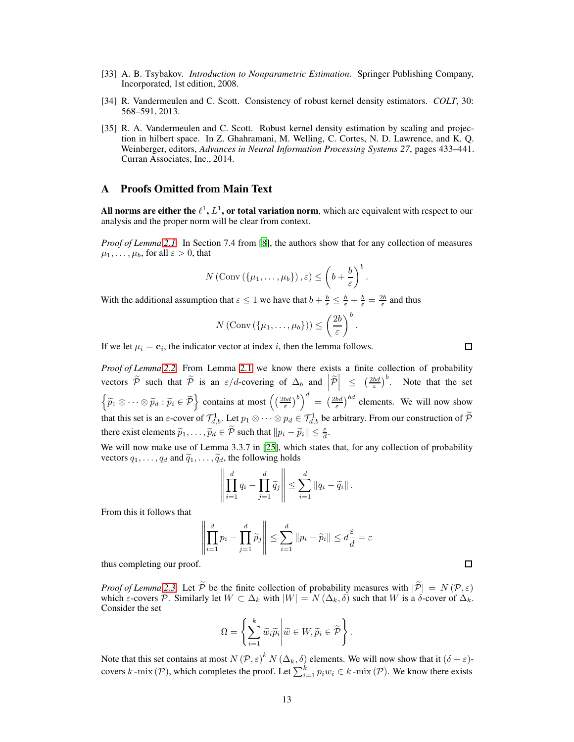[33] A. B. Tsybakov. *Introduction to Nonparametric Estimation*. Springer Publishing Company, Incorporated, 1st edition, 2008.

[34] R. Vandermeulen and C. Scott. Consistency of robust kernel density estimators. *COLT*, 30: 568–591, 2013.

[35] R. A. Vandermeulen and C. Scott. Robust kernel density estimation by scaling and projection in hilbert space. In Z. Ghahramani, M. Welling, C. Cortes, N. D. Lawrence, and K. Q. Weinberger, editors, *Advances in Neural Information Processing Systems 27*, pages 433–441. Curran Associates, Inc., 2014.

# A Proofs Omitted from Main Text

**All norms are either the $\ell^1$, $L^1$, or total variation norm**, which are equivalent with respect to our analysis and the proper norm will be clear from context.

*Proof of Lemma 2.1.* In Section 7.4 from [8], the authors show that for any collection of measures $\mu_1, \ldots, \mu_b$, for all $\varepsilon > 0$, that

$$N\left(\operatorname{Conv}\left(\{\mu_1, \ldots, \mu_b\}\right), \varepsilon\right) \le \left(b + \frac{b}{\varepsilon}\right)^b.$$

With the additional assumption that $\varepsilon \le 1$ we have that $b + \frac{b}{\varepsilon} \le \frac{b}{\varepsilon} + \frac{b}{\varepsilon} = \frac{2b}{\varepsilon}$ and thus

$$N\left(\operatorname{Conv}\left(\{\mu_1, \ldots, \mu_b\}\right)\right) \le \left(\frac{2b}{\varepsilon}\right)^b.$$

If we let $\mu_i = \mathbf{e}_i$, the indicator vector at index $i$, then the lemma follows. □

*Proof of Lemma 2.2.* From Lemma 2.1 we know there exists a finite collection of probability vectors $\widetilde{\mathcal{P}}$ such that $\widetilde{\mathcal{P}}$ is an $\varepsilon/d$-covering of $\Delta_b$ and $\left|\widetilde{\mathcal{P}}\right| \le \left(\frac{2bd}{\varepsilon}\right)^b$. Note that the set $\left\{\widetilde{p}_1 \otimes \cdots \otimes \widetilde{p}_d : \widetilde{p}_i \in \widetilde{\mathcal{P}}\right\}$ contains at most $\left(\left(\frac{2bd}{\varepsilon}\right)^b\right)^d = \left(\frac{2bd}{\varepsilon}\right)^{bd}$ elements. We will now show that this set is an $\varepsilon$-cover of $\mathcal{T}^1_{d,b}$. Let $p_1 \otimes \cdots \otimes p_d \in \mathcal{T}^1_{d,b}$ be arbitrary. From our construction of $\widetilde{\mathcal{P}}$ there exist elements $\widetilde{p}_1, \ldots, \widetilde{p}_d \in \widetilde{\mathcal{P}}$ such that $\|p_i - \widetilde{p}_i\| \le \frac{\varepsilon}{d}$.

We will now make use of Lemma 3.3.7 in [25], which states that, for any collection of probability vectors $q_1, \ldots, q_d$ and $\widetilde{q}_1, \ldots, \widetilde{q}_d$, the following holds

$$\left\|\prod_{i=1}^d q_i - \prod_{j=1}^d \widetilde{q}_j\right\| \le \sum_{i=1}^d \|q_i - \widetilde{q}_i\|.$$

From this it follows that

$$\left\|\prod_{i=1}^d p_i - \prod_{j=1}^d \widetilde{p}_j\right\| \le \sum_{i=1}^d \|p_i - \widetilde{p}_i\| \le d\frac{\varepsilon}{d} = \varepsilon$$

thus completing our proof. □

*Proof of Lemma 2.3.* Let $\widetilde{\mathcal{P}}$ be the finite collection of probability measures with $|\widetilde{\mathcal{P}}| = N(\mathcal{P}, \varepsilon)$ which $\varepsilon$-covers $\mathcal{P}$. Similarly let $W \subset \Delta_k$ with $|W| = N(\Delta_k, \delta)$ such that $W$ is a $\delta$-cover of $\Delta_k$. Consider the set

$$\Omega = \left\{\sum_{i=1}^k \widetilde{w}_i \widetilde{p}_i \middle| \widetilde{w} \in W, \widetilde{p}_i \in \widetilde{\mathcal{P}}\right\}.$$

Note that this set contains at most $N(\mathcal{P}, \varepsilon)^k N(\Delta_k, \delta)$ elements. We will now show that it $(\delta + \varepsilon)$-covers $k\text{-mix}(\mathcal{P})$, which completes the proof. Let $\sum_{i=1}^k p_i w_i \in k\text{-mix}(\mathcal{P})$. We know there exists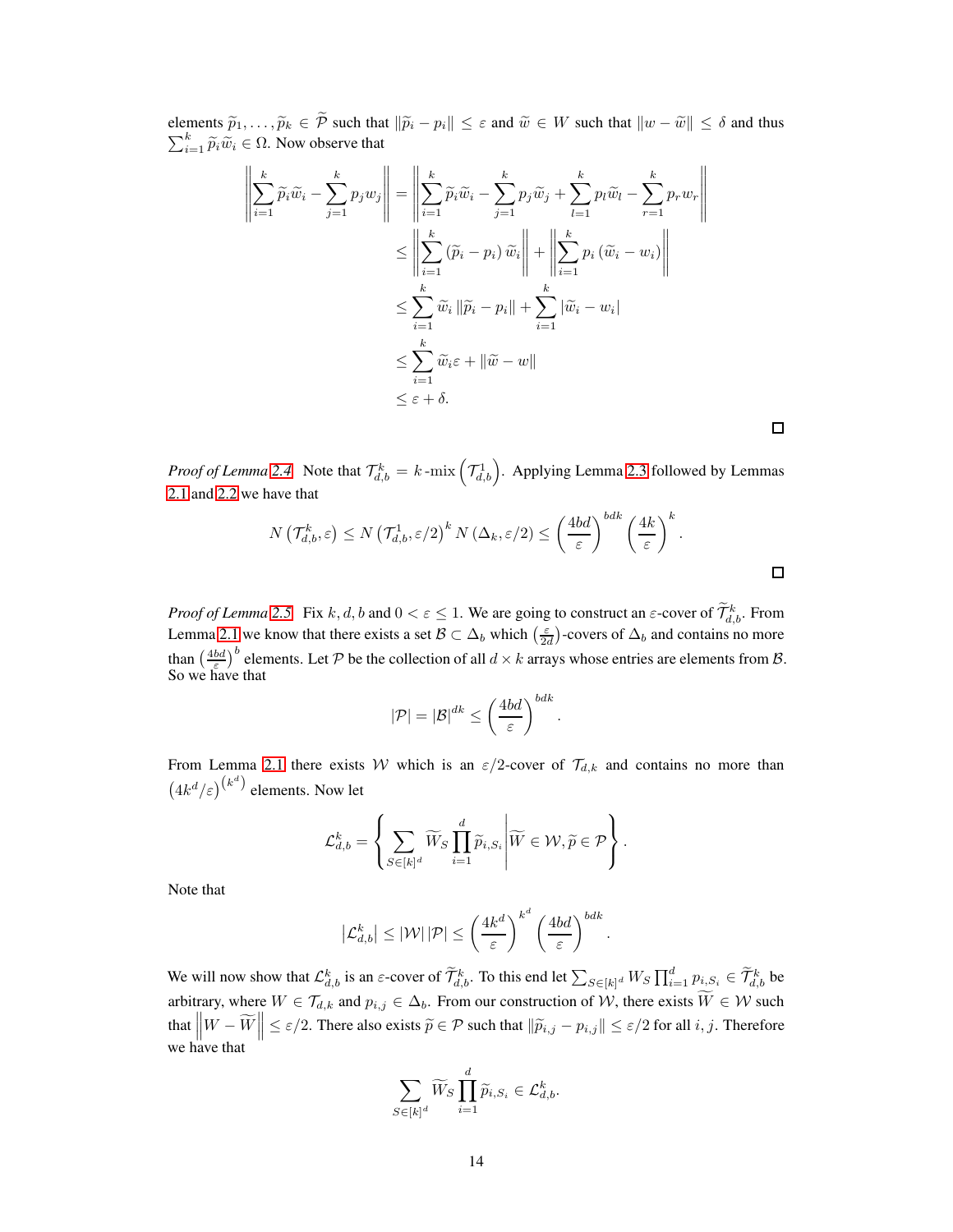elements $\widetilde{p}_1, \ldots, \widetilde{p}_k \in \widetilde{\mathcal{P}}$ such that $\|\widetilde{p}_i - p_i\| \le \varepsilon$ and $\widetilde{w} \in W$ such that $\|w - \widetilde{w}\| \le \delta$ and thus $\sum_{i=1}^k \widetilde{p}_i \widetilde{w}_i \in \Omega$. Now observe that

$$
\begin{aligned}
\left\| \sum_{i=1}^k \widetilde{p}_i \widetilde{w}_i - \sum_{j=1}^k p_j w_j \right\| &= \left\| \sum_{i=1}^k \widetilde{p}_i \widetilde{w}_i - \sum_{j=1}^k p_j \widetilde{w}_j + \sum_{l=1}^k p_l \widetilde{w}_l - \sum_{r=1}^k p_r w_r \right\| \\
&\le \left\| \sum_{i=1}^k \left(\widetilde{p}_i - p_i\right) \widetilde{w}_i \right\| + \left\| \sum_{i=1}^k p_i \left(\widetilde{w}_i - w_i\right) \right\| \\
&\le \sum_{i=1}^k \widetilde{w}_i \left\| \widetilde{p}_i - p_i \right\| + \sum_{i=1}^k \left| \widetilde{w}_i - w_i \right| \\
&\le \sum_{i=1}^k \widetilde{w}_i \varepsilon + \|\widetilde{w} - w\| \\
&\le \varepsilon + \delta.
\end{aligned}
$$

□

*Proof of Lemma 2.4.* Note that $\mathcal{T}_{d,b}^k = k\text{-mix}\left(\mathcal{T}_{d,b}^1\right)$. Applying Lemma 2.3 followed by Lemmas 2.1 and 2.2 we have that

$$
N\left(\mathcal{T}_{d,b}^k, \varepsilon\right) \le N\left(\mathcal{T}_{d,b}^1, \varepsilon/2\right)^k N\left(\Delta_k, \varepsilon/2\right) \le \left(\frac{4bd}{\varepsilon}\right)^{bdk} \left(\frac{4k}{\varepsilon}\right)^k.
$$

□

*Proof of Lemma 2.5.* Fix $k, d, b$ and $0 < \varepsilon \le 1$. We are going to construct an $\varepsilon$-cover of $\widetilde{\mathcal{T}}_{d,b}^k$. From Lemma 2.1 we know that there exists a set $\mathcal{B} \subset \Delta_b$ which $\left(\frac{\varepsilon}{2d}\right)$-covers of $\Delta_b$ and contains no more than $\left(\frac{4bd}{\varepsilon}\right)^b$ elements. Let $\mathcal{P}$ be the collection of all $d \times k$ arrays whose entries are elements from $\mathcal{B}$. So we have that

$$
|\mathcal{P}| = |\mathcal{B}|^{dk} \le \left(\frac{4bd}{\varepsilon}\right)^{bdk}.
$$

From Lemma 2.1 there exists $\mathcal{W}$ which is an $\varepsilon/2$-cover of $\mathcal{T}_{d,k}$ and contains no more than $\left(4k^d/\varepsilon\right)^{\left(k^d\right)}$ elements. Now let

$$
\mathcal{L}_{d,b}^k = \left\{ \sum_{S \in [k]^d} \widetilde{W}_S \prod_{i=1}^d \widetilde{p}_{i,S_i} \,\middle|\, \widetilde{W} \in \mathcal{W}, \widetilde{p} \in \mathcal{P} \right\}.
$$

Note that

$$
\left|\mathcal{L}_{d,b}^k\right| \le |\mathcal{W}| \, |\mathcal{P}| \le \left(\frac{4k^d}{\varepsilon}\right)^{k^d} \left(\frac{4bd}{\varepsilon}\right)^{bdk}.
$$

We will now show that $\mathcal{L}_{d,b}^k$ is an $\varepsilon$-cover of $\widetilde{\mathcal{T}}_{d,b}^k$. To this end let $\sum_{S \in [k]^d} W_S \prod_{i=1}^d p_{i,S_i} \in \widetilde{\mathcal{T}}_{d,b}^k$ be arbitrary, where $W \in \mathcal{T}_{d,k}$ and $p_{i,j} \in \Delta_b$. From our construction of $\mathcal{W}$, there exists $\widetilde{W} \in \mathcal{W}$ such that $\left\| W - \widetilde{W} \right\| \le \varepsilon/2$. There also exists $\widetilde{p} \in \mathcal{P}$ such that $\|\widetilde{p}_{i,j} - p_{i,j}\| \le \varepsilon/2$ for all $i, j$. Therefore we have that

$$
\sum_{S \in [k]^d} \widetilde{W}_S \prod_{i=1}^d \widetilde{p}_{i,S_i} \in \mathcal{L}_{d,b}^k.
$$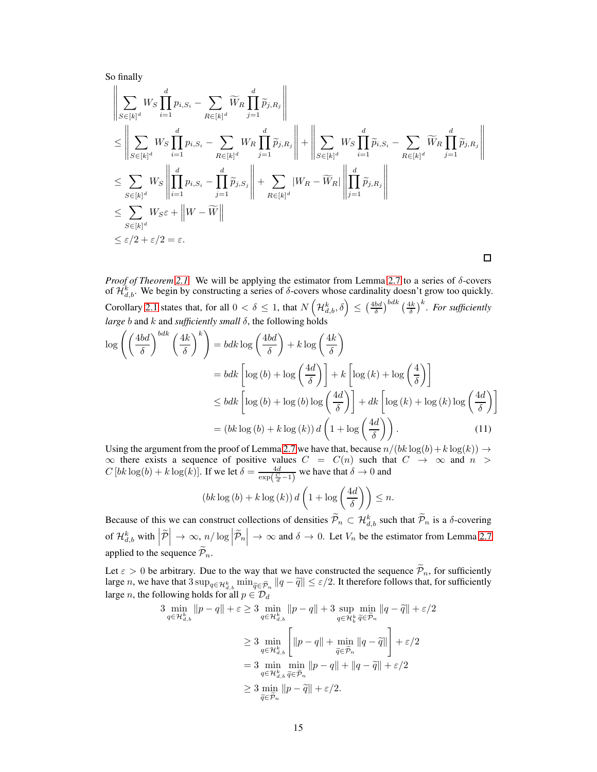So finally

$$
\begin{aligned}
&\left\| \sum_{S\in[k]^d} W_S \prod_{i=1}^d p_{i,S_i} - \sum_{R\in[k]^d} \widetilde{W}_R \prod_{j=1}^d \widetilde{p}_{j,R_j} \right\| \\
&\le \left\| \sum_{S\in[k]^d} W_S \prod_{i=1}^d p_{i,S_i} - \sum_{R\in[k]^d} W_R \prod_{j=1}^d \widetilde{p}_{j,R_j} \right\| + \left\| \sum_{S\in[k]^d} W_S \prod_{i=1}^d \widetilde{p}_{i,S_i} - \sum_{R\in[k]^d} \widetilde{W}_R \prod_{j=1}^d \widetilde{p}_{j,R_j} \right\| \\
&\le \sum_{S\in[k]^d} W_S \left\| \prod_{i=1}^d p_{i,S_i} - \prod_{j=1}^d \widetilde{p}_{j,S_j} \right\| + \sum_{R\in[k]^d} |W_R - \widetilde{W}_R| \left\| \prod_{j=1}^d \widetilde{p}_{j,R_j} \right\| \\
&\le \sum_{S\in[k]^d} W_S \varepsilon + \left\| W - \widetilde{W} \right\| \\
&\le \varepsilon/2 + \varepsilon/2 = \varepsilon.
\end{aligned}
$$

□

*Proof of Theorem 2.1.* We will be applying the estimator from Lemma 2.7 to a series of $\delta$-covers of $\mathcal{H}^k_{d,b}$. We begin by constructing a series of $\delta$-covers whose cardinality doesn't grow too quickly. Corollary 2.1 states that, for all $0 < \delta \le 1$, that $N\left(\mathcal{H}^k_{d,b}, \delta\right) \le \left(\frac{4bd}{\delta}\right)^{bdk} \left(\frac{4k}{\delta}\right)^k$. *For sufficiently large* $b$ and $k$ and *sufficiently small* $\delta$, the following holds

$$
\begin{aligned}
\log\left(\left(\frac{4bd}{\delta}\right)^{bdk}\left(\frac{4k}{\delta}\right)^k\right) &= bdk \log\left(\frac{4bd}{\delta}\right) + k \log\left(\frac{4k}{\delta}\right) \\
&= bdk\left[\log(b) + \log\left(\frac{4d}{\delta}\right)\right] + k\left[\log(k) + \log\left(\frac{4}{\delta}\right)\right] \\
&\le bdk\left[\log(b) + \log(b)\log\left(\frac{4d}{\delta}\right)\right] + dk\left[\log(k) + \log(k)\log\left(\frac{4d}{\delta}\right)\right] \\
&= \left(bk\log(b) + k\log(k)\right) d\left(1 + \log\left(\frac{4d}{\delta}\right)\right). \qquad (11)
\end{aligned}
$$

Using the argument from the proof of Lemma 2.7 we have that, because $n/(bk\log(b) + k\log(k)) \to \infty$ there exists a sequence of positive values $C = C(n)$ such that $C \to \infty$ and $n > C\left[bk\log(b) + k\log(k)\right]$. If we let $\delta = \frac{4d}{\exp\left(\frac{C}{d} - 1\right)}$ we have that $\delta \to 0$ and

$$
\left(bk\log(b) + k\log(k)\right) d\left(1 + \log\left(\frac{4d}{\delta}\right)\right) \le n.
$$

Because of this we can construct collections of densities $\widetilde{\mathcal{P}}_n \subset \mathcal{H}^k_{d,b}$ such that $\widetilde{\mathcal{P}}_n$ is a $\delta$-covering of $\mathcal{H}^k_{d,b}$ with $\left|\widetilde{\mathcal{P}}\right| \to \infty$, $n/\log\left|\widetilde{\mathcal{P}}_n\right| \to \infty$ and $\delta \to 0$. Let $V_n$ be the estimator from Lemma 2.7 applied to the sequence $\widetilde{\mathcal{P}}_n$.

Let $\varepsilon > 0$ be arbitrary. Due to the way that we have constructed the sequence $\widetilde{\mathcal{P}}_n$, for sufficiently large $n$, we have that $3\sup_{q\in\mathcal{H}^k_{d,b}} \min_{\widetilde{q}\in\widetilde{\mathcal{P}}_n} \|q - \widetilde{q}\| \le \varepsilon/2$. It therefore follows that, for sufficiently large $n$, the following holds for all $p \in \mathcal{D}_d$

$$
\begin{aligned}
3 \min_{q\in\mathcal{H}^k_{d,b}} \|p - q\| + \varepsilon &\ge 3 \min_{q\in\mathcal{H}^k_{d,b}} \|p - q\| + 3 \sup_{q\in\mathcal{H}^k_b} \min_{\widetilde{q}\in\widetilde{\mathcal{P}}_n} \|q - \widetilde{q}\| + \varepsilon/2 \\
&\ge 3 \min_{q\in\mathcal{H}^k_{d,b}} \left[\|p - q\| + \min_{\widetilde{q}\in\widetilde{\mathcal{P}}_n} \|q - \widetilde{q}\|\right] + \varepsilon/2 \\
&= 3 \min_{q\in\mathcal{H}^k_{d,b}} \min_{\widetilde{q}\in\widetilde{\mathcal{P}}_n} \|p - q\| + \|q - \widetilde{q}\| + \varepsilon/2 \\
&\ge 3 \min_{\widetilde{q}\in\widetilde{\mathcal{P}}_n} \|p - \widetilde{q}\| + \varepsilon/2.
\end{aligned}
$$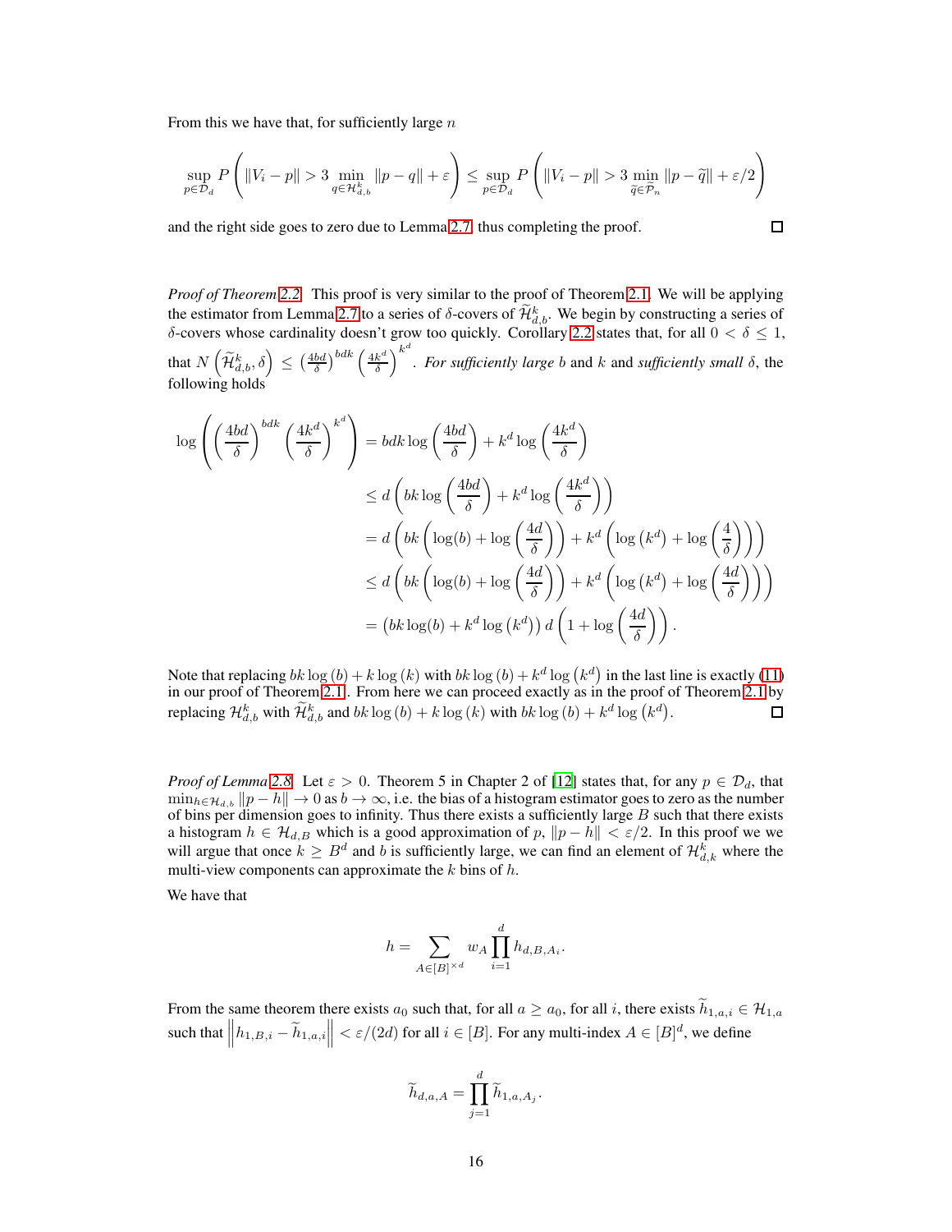From this we have that, for sufficiently large $n$

$$\sup_{p \in \mathcal{D}_d} P\left( \|V_i - p\| > 3 \min_{q \in \mathcal{H}_{d,b}^k} \|p - q\| + \varepsilon \right) \le \sup_{p \in \mathcal{D}_d} P\left( \|V_i - p\| > 3 \min_{\widetilde{q} \in \widetilde{\mathcal{P}}_n} \|p - \widetilde{q}\| + \varepsilon/2 \right)$$

and the right side goes to zero due to Lemma 2.7, thus completing the proof. ∎

*Proof of Theorem 2.2.* This proof is very similar to the proof of Theorem 2.1. We will be applying the estimator from Lemma 2.7 to a series of $\delta$-covers of $\widetilde{\mathcal{H}}_{d,b}^k$. We begin by constructing a series of $\delta$-covers whose cardinality doesn't grow too quickly. Corollary 2.2 states that, for all $0 < \delta \le 1$, that $N\left(\widetilde{\mathcal{H}}_{d,b}^k, \delta\right) \le \left(\frac{4bd}{\delta}\right)^{bdk} \left(\frac{4k^d}{\delta}\right)^{k^d}$. *For sufficiently large* $b$ and $k$ and *sufficiently small* $\delta$, the following holds

$$\begin{aligned}
\log\left(\left(\frac{4bd}{\delta}\right)^{bdk}\left(\frac{4k^d}{\delta}\right)^{k^d}\right) &= bdk\log\left(\frac{4bd}{\delta}\right) + k^d \log\left(\frac{4k^d}{\delta}\right) \\
&\le d\left(bk\log\left(\frac{4bd}{\delta}\right) + k^d\log\left(\frac{4k^d}{\delta}\right)\right) \\
&= d\left(bk\left(\log(b) + \log\left(\frac{4d}{\delta}\right)\right) + k^d\left(\log\left(k^d\right) + \log\left(\frac{4}{\delta}\right)\right)\right) \\
&\le d\left(bk\left(\log(b) + \log\left(\frac{4d}{\delta}\right)\right) + k^d\left(\log\left(k^d\right) + \log\left(\frac{4d}{\delta}\right)\right)\right) \\
&= \left(bk\log(b) + k^d\log\left(k^d\right)\right) d\left(1 + \log\left(\frac{4d}{\delta}\right)\right).
\end{aligned}$$

Note that replacing $bk\log(b) + k\log(k)$ with $bk\log(b) + k^d\log\left(k^d\right)$ in the last line is exactly (11) in our proof of Theorem 2.1. From here we can proceed exactly as in the proof of Theorem 2.1 by replacing $\mathcal{H}_{d,b}^k$ with $\widetilde{\mathcal{H}}_{d,b}^k$ and $bk\log(b) + k\log(k)$ with $bk\log(b) + k^d\log\left(k^d\right)$. ∎

*Proof of Lemma 2.8.* Let $\varepsilon > 0$. Theorem 5 in Chapter 2 of [12] states that, for any $p \in \mathcal{D}_d$, that $\min_{h \in \mathcal{H}_{d,b}} \|p - h\| \to 0$ as $b \to \infty$, i.e. the bias of a histogram estimator goes to zero as the number of bins per dimension goes to infinity. Thus there exists a sufficiently large $B$ such that there exists a histogram $h \in \mathcal{H}_{d,B}$ which is a good approximation of $p$, $\|p - h\| < \varepsilon/2$. In this proof we we will argue that once $k \ge B^d$ and $b$ is sufficiently large, we can find an element of $\mathcal{H}_{d,k}^k$ where the multi-view components can approximate the $k$ bins of $h$.

We have that

$$h = \sum_{A \in [B]^{\times d}} w_A \prod_{i=1}^d h_{d,B,A_i}.$$

From the same theorem there exists $a_0$ such that, for all $a \ge a_0$, for all $i$, there exists $\widetilde{h}_{1,a,i} \in \mathcal{H}_{1,a}$ such that $\left\|h_{1,B,i} - \widetilde{h}_{1,a,i}\right\| < \varepsilon/(2d)$ for all $i \in [B]$. For any multi-index $A \in [B]^d$, we define

$$\widetilde{h}_{d,a,A} = \prod_{j=1}^d \widetilde{h}_{1,a,A_j}.$$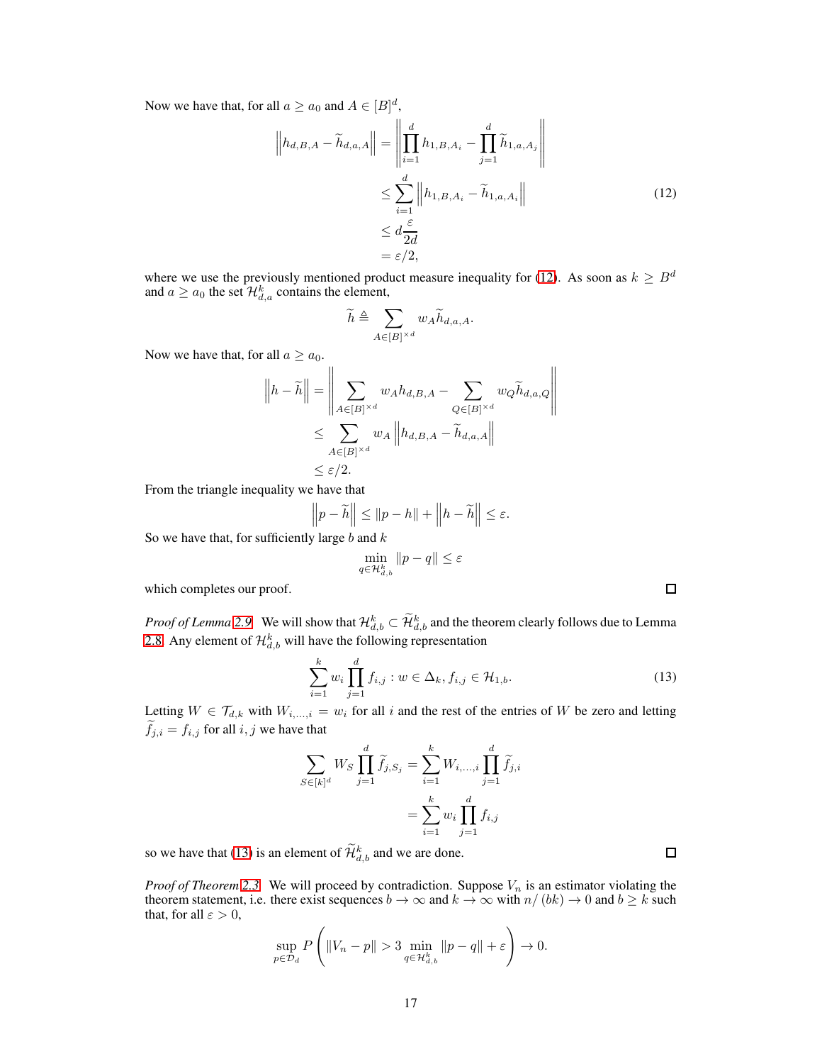Now we have that, for all $a \ge a_0$ and $A \in [B]^d$,

$$
\begin{aligned}
\left\| h_{d,B,A} - \widetilde{h}_{d,a,A} \right\| &= \left\| \prod_{i=1}^d h_{1,B,A_i} - \prod_{j=1}^d \widetilde{h}_{1,a,A_j} \right\| \\
&\le \sum_{i=1}^d \left\| h_{1,B,A_i} - \widetilde{h}_{1,a,A_i} \right\| \\
&\le d \frac{\varepsilon}{2d} \\
&= \varepsilon/2,
\end{aligned} \tag{12}
$$

where we use the previously mentioned product measure inequality for (12). As soon as $k \ge B^d$ and $a \ge a_0$ the set $\mathcal{H}_{d,a}^k$ contains the element,

$$
\widetilde{h} \triangleq \sum_{A \in [B]^{\times d}} w_A \widetilde{h}_{d,a,A}.
$$

Now we have that, for all $a \ge a_0$.

$$
\begin{aligned}
\left\| h - \widetilde{h} \right\| &= \left\| \sum_{A \in [B]^{\times d}} w_A h_{d,B,A} - \sum_{Q \in [B]^{\times d}} w_Q \widetilde{h}_{d,a,Q} \right\| \\
&\le \sum_{A \in [B]^{\times d}} w_A \left\| h_{d,B,A} - \widetilde{h}_{d,a,A} \right\| \\
&\le \varepsilon/2.
\end{aligned}
$$

From the triangle inequality we have that

$$
\left\| p - \widetilde{h} \right\| \le \| p - h \| + \left\| h - \widetilde{h} \right\| \le \varepsilon.
$$

So we have that, for sufficiently large $b$ and $k$

$$
\min_{q \in \mathcal{H}_{d,b}^k} \| p - q \| \le \varepsilon
$$

which completes our proof. □

*Proof of Lemma 2.9.* We will show that $\mathcal{H}_{d,b}^k \subset \widetilde{\mathcal{H}}_{d,b}^k$ and the theorem clearly follows due to Lemma 2.8. Any element of $\mathcal{H}_{d,b}^k$ will have the following representation

$$
\sum_{i=1}^k w_i \prod_{j=1}^d f_{i,j} : w \in \Delta_k, f_{i,j} \in \mathcal{H}_{1,b}. \tag{13}
$$

Letting $W \in \mathcal{T}_{d,k}$ with $W_{i,\ldots,i} = w_i$ for all $i$ and the rest of the entries of $W$ be zero and letting $\widetilde{f}_{j,i} = f_{i,j}$ for all $i, j$ we have that

$$
\begin{aligned}
\sum_{S \in [k]^d} W_S \prod_{j=1}^d \widetilde{f}_{j,S_j} &= \sum_{i=1}^k W_{i,\ldots,i} \prod_{j=1}^d \widetilde{f}_{j,i} \\
&= \sum_{i=1}^k w_i \prod_{j=1}^d f_{i,j}
\end{aligned}
$$

so we have that (13) is an element of $\widetilde{\mathcal{H}}_{d,b}^k$ and we are done. □

*Proof of Theorem 2.3.* We will proceed by contradiction. Suppose $V_n$ is an estimator violating the theorem statement, i.e. there exist sequences $b \to \infty$ and $k \to \infty$ with $n/(bk) \to 0$ and $b \ge k$ such that, for all $\varepsilon > 0$,

$$
\sup_{p \in \mathcal{D}_d} P\left( \| V_n - p \| > 3 \min_{q \in \mathcal{H}_{d,b}^k} \| p - q \| + \varepsilon \right) \to 0.
$$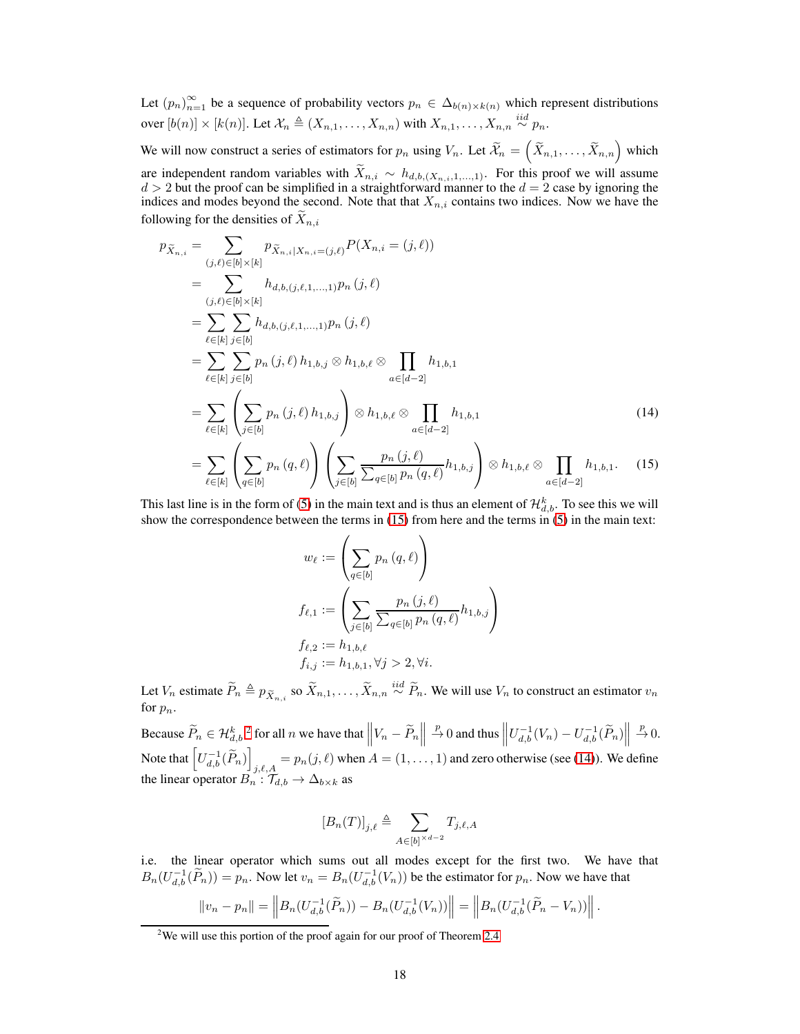Let $(p_n)_{n=1}^\infty$ be a sequence of probability vectors $p_n \in \Delta_{b(n)\times k(n)}$ which represent distributions over $[b(n)] \times [k(n)]$. Let $\mathcal{X}_n \triangleq (X_{n,1}, \ldots, X_{n,n})$ with $X_{n,1}, \ldots, X_{n,n} \overset{iid}{\sim} p_n$.

We will now construct a series of estimators for $p_n$ using $V_n$. Let $\widetilde{\mathcal{X}}_n = \left(\widetilde{X}_{n,1}, \ldots, \widetilde{X}_{n,n}\right)$ which are independent random variables with $\widetilde{X}_{n,i} \sim h_{d,b,(X_{n,i},1,\ldots,1)}$. For this proof we will assume $d > 2$ but the proof can be simplified in a straightforward manner to the $d = 2$ case by ignoring the indices and modes beyond the second. Note that that $X_{n,i}$ contains two indices. Now we have the following for the densities of $\widetilde{X}_{n,i}$

$$
\begin{aligned}
p_{\widetilde{X}_{n,i}} &= \sum_{(j,\ell)\in[b]\times[k]} p_{\widetilde{X}_{n,i}|X_{n,i}=(j,\ell)} P(X_{n,i} = (j,\ell)) \\
&= \sum_{(j,\ell)\in[b]\times[k]} h_{d,b,(j,\ell,1,\ldots,1)} p_n(j,\ell) \\
&= \sum_{\ell\in[k]} \sum_{j\in[b]} h_{d,b,(j,\ell,1,\ldots,1)} p_n(j,\ell) \\
&= \sum_{\ell\in[k]} \sum_{j\in[b]} p_n(j,\ell)\, h_{1,b,j} \otimes h_{1,b,\ell} \otimes \prod_{a\in[d-2]} h_{1,b,1} \\
&= \sum_{\ell\in[k]} \left( \sum_{j\in[b]} p_n(j,\ell)\, h_{1,b,j} \right) \otimes h_{1,b,\ell} \otimes \prod_{a\in[d-2]} h_{1,b,1} &(14)\\
&= \sum_{\ell\in[k]} \left( \sum_{q\in[b]} p_n(q,\ell) \right) \left( \sum_{j\in[b]} \frac{p_n(j,\ell)}{\sum_{q\in[b]} p_n(q,\ell)} h_{1,b,j} \right) \otimes h_{1,b,\ell} \otimes \prod_{a\in[d-2]} h_{1,b,1}. &(15)
\end{aligned}
$$

This last line is in the form of (5) in the main text and is thus an element of $\mathcal{H}^k_{d,b}$. To see this we will show the correspondence between the terms in (15) from here and the terms in (5) in the main text:

$$
\begin{aligned}
w_\ell &:= \left( \sum_{q\in[b]} p_n(q,\ell) \right) \\
f_{\ell,1} &:= \left( \sum_{j\in[b]} \frac{p_n(j,\ell)}{\sum_{q\in[b]} p_n(q,\ell)} h_{1,b,j} \right) \\
f_{\ell,2} &:= h_{1,b,\ell} \\
f_{i,j} &:= h_{1,b,1}, \forall j > 2, \forall i.
\end{aligned}
$$

Let $V_n$ estimate $\widetilde{P}_n \triangleq p_{\widetilde{X}_{n,i}}$ so $\widetilde{X}_{n,1}, \ldots, \widetilde{X}_{n,n} \overset{iid}{\sim} \widetilde{P}_n$. We will use $V_n$ to construct an estimator $v_n$ for $p_n$.

Because $\widetilde{P}_n \in \mathcal{H}^k_{d,b}$,[2] for all $n$ we have that $\left\| V_n - \widetilde{P}_n \right\| \overset{p}{\to} 0$ and thus $\left\| U^{-1}_{d,b}(V_n) - U^{-1}_{d,b}(\widetilde{P}_n) \right\| \overset{p}{\to} 0$. Note that $\left[U^{-1}_{d,b}(\widetilde{P}_n)\right]_{j,\ell,A} = p_n(j,\ell)$ when $A = (1,\ldots,1)$ and zero otherwise (see (14)). We define the linear operator $B_n : \mathcal{T}_{d,b} \to \Delta_{b\times k}$ as

$$
[B_n(T)]_{j,\ell} \triangleq \sum_{A\in[b]^{\times d-2}} T_{j,\ell,A}
$$

i.e. the linear operator which sums out all modes except for the first two. We have that $B_n(U^{-1}_{d,b}(\widetilde{P}_n)) = p_n$. Now let $v_n = B_n(U^{-1}_{d,b}(V_n))$ be the estimator for $p_n$. Now we have that

$$
\|v_n - p_n\| = \left\| B_n(U^{-1}_{d,b}(\widetilde{P}_n)) - B_n(U^{-1}_{d,b}(V_n)) \right\| = \left\| B_n(U^{-1}_{d,b}(\widetilde{P}_n - V_n)) \right\|.
$$

[2] We will use this portion of the proof again for our proof of Theorem 2.4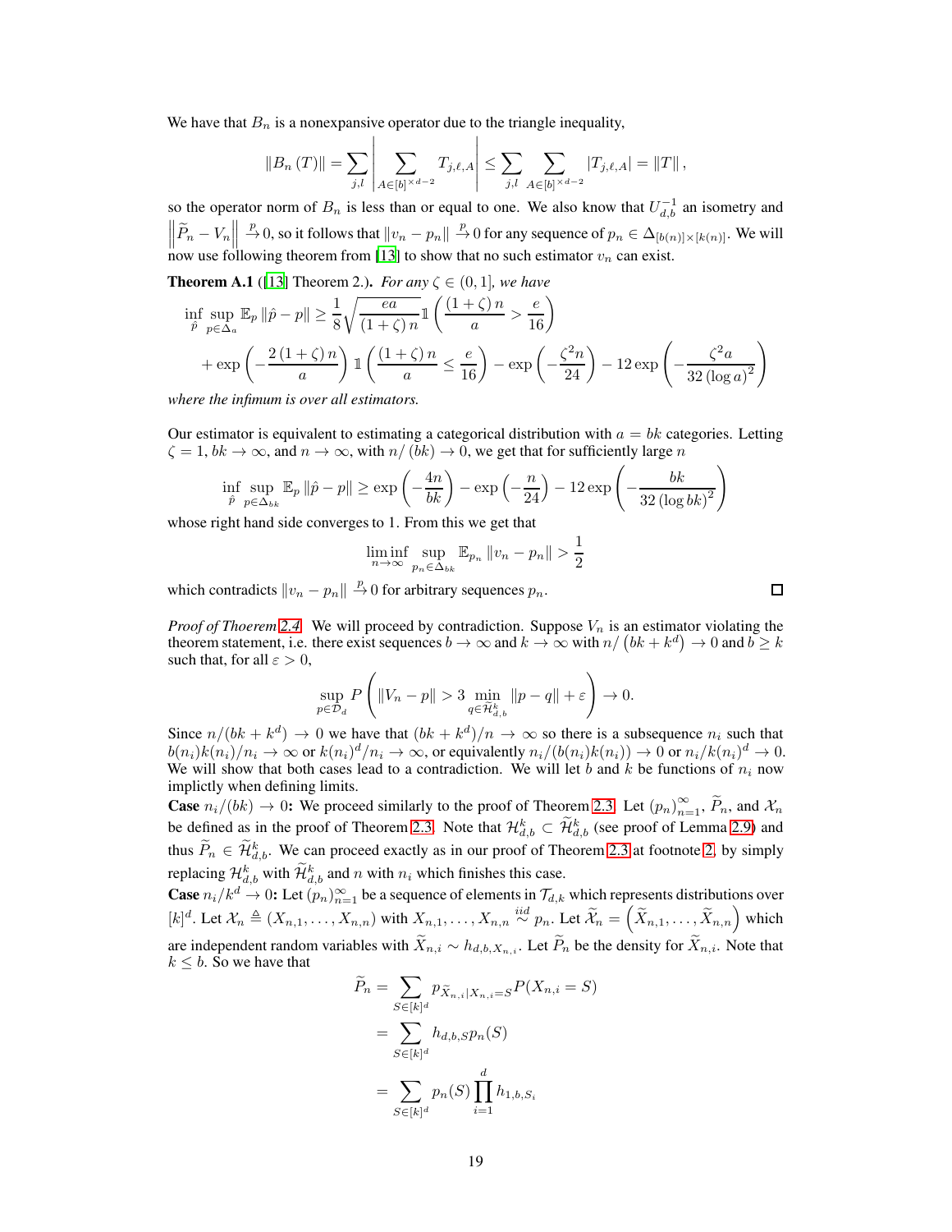We have that $B_n$ is a nonexpansive operator due to the triangle inequality,

$$\|B_n(T)\| = \sum_{j,l} \left| \sum_{A \in [b]^{\times d-2}} T_{j,\ell,A} \right| \leq \sum_{j,l} \sum_{A \in [b]^{\times d-2}} |T_{j,\ell,A}| = \|T\|,$$

so the operator norm of $B_n$ is less than or equal to one. We also know that $U_{d,b}^{-1}$ an isometry and $\left\|\widetilde{P}_n - V_n\right\| \stackrel{p}{\to} 0$, so it follows that $\|v_n - p_n\| \stackrel{p}{\to} 0$ for any sequence of $p_n \in \Delta_{[b(n)]\times[k(n)]}$. We will now use following theorem from [13] to show that no such estimator $v_n$ can exist.

**Theorem A.1** ([13] Theorem 2.). *For any $\zeta \in (0,1]$, we have*

$$\begin{aligned}
\inf_{\hat{p}} \sup_{p \in \Delta_a} \mathbb{E}_p \|\hat{p} - p\| \geq& \frac{1}{8}\sqrt{\frac{ea}{(1+\zeta)n}} \mathbb{1}\left(\frac{(1+\zeta)n}{a} > \frac{e}{16}\right) \\
&+ \exp\left(-\frac{2(1+\zeta)n}{a}\right)\mathbb{1}\left(\frac{(1+\zeta)n}{a} \leq \frac{e}{16}\right) - \exp\left(-\frac{\zeta^2 n}{24}\right) - 12\exp\left(-\frac{\zeta^2 a}{32(\log a)^2}\right)
\end{aligned}$$

*where the infimum is over all estimators.*

Our estimator is equivalent to estimating a categorical distribution with $a = bk$ categories. Letting $\zeta = 1$, $bk \to \infty$, and $n \to \infty$, with $n/(bk) \to 0$, we get that for sufficiently large $n$

$$\inf_{\hat{p}} \sup_{p \in \Delta_{bk}} \mathbb{E}_p \|\hat{p} - p\| \geq \exp\left(-\frac{4n}{bk}\right) - \exp\left(-\frac{n}{24}\right) - 12\exp\left(-\frac{bk}{32(\log bk)^2}\right)$$

whose right hand side converges to 1. From this we get that

$$\liminf_{n\to\infty} \sup_{p_n \in \Delta_{bk}} \mathbb{E}_{p_n} \|v_n - p_n\| > \frac{1}{2}$$

which contradicts $\|v_n - p_n\| \stackrel{p}{\to} 0$ for arbitrary sequences $p_n$. □

*Proof of Thoerem 2.4.* We will proceed by contradiction. Suppose $V_n$ is an estimator violating the theorem statement, i.e. there exist sequences $b \to \infty$ and $k \to \infty$ with $n/(bk + k^d) \to 0$ and $b \geq k$ such that, for all $\varepsilon > 0$,

$$\sup_{p \in \mathcal{D}_d} P\left(\|V_n - p\| > 3 \min_{q \in \widetilde{\mathcal{H}}_{d,b}^k} \|p - q\| + \varepsilon\right) \to 0.$$

Since $n/(bk + k^d) \to 0$ we have that $(bk + k^d)/n \to \infty$ so there is a subsequence $n_i$ such that $b(n_i)k(n_i)/n_i \to \infty$ or $k(n_i)^d/n_i \to \infty$, or equivalently $n_i/(b(n_i)k(n_i)) \to 0$ or $n_i/k(n_i)^d \to 0$. We will show that both cases lead to a contradiction. We will let $b$ and $k$ be functions of $n_i$ now implictly when defining limits.

**Case $n_i/(bk) \to 0$:** We proceed similarly to the proof of Theorem 2.3. Let $(p_n)_{n=1}^\infty$, $\widetilde{P}_n$, and $\mathcal{X}_n$ be defined as in the proof of Theorem 2.3. Note that $\mathcal{H}_{d,b}^k \subset \widetilde{\mathcal{H}}_{d,b}^k$ (see proof of Lemma 2.9) and thus $\widetilde{P}_n \in \widetilde{\mathcal{H}}_{d,b}^k$. We can proceed exactly as in our proof of Theorem 2.3 at footnote 2, by simply replacing $\mathcal{H}_{d,b}^k$ with $\widetilde{\mathcal{H}}_{d,b}^k$ and $n$ with $n_i$ which finishes this case.

**Case $n_i/k^d \to 0$:** Let $(p_n)_{n=1}^\infty$ be a sequence of elements in $\mathcal{T}_{d,k}$ which represents distributions over $[k]^d$. Let $\mathcal{X}_n \triangleq (X_{n,1}, \ldots, X_{n,n})$ with $X_{n,1}, \ldots, X_{n,n} \stackrel{iid}{\sim} p_n$. Let $\widetilde{\mathcal{X}}_n = \left(\widetilde{X}_{n,1}, \ldots, \widetilde{X}_{n,n}\right)$ which are independent random variables with $\widetilde{X}_{n,i} \sim h_{d,b,X_{n,i}}$. Let $\widetilde{P}_n$ be the density for $\widetilde{X}_{n,i}$. Note that $k \leq b$. So we have that

$$\begin{aligned}
\widetilde{P}_n &= \sum_{S \in [k]^d} p_{\widetilde{X}_{n,i}|X_{n,i}=S} P(X_{n,i} = S) \\
&= \sum_{S \in [k]^d} h_{d,b,S} p_n(S) \\
&= \sum_{S \in [k]^d} p_n(S) \prod_{i=1}^d h_{1,b,S_i}
\end{aligned}$$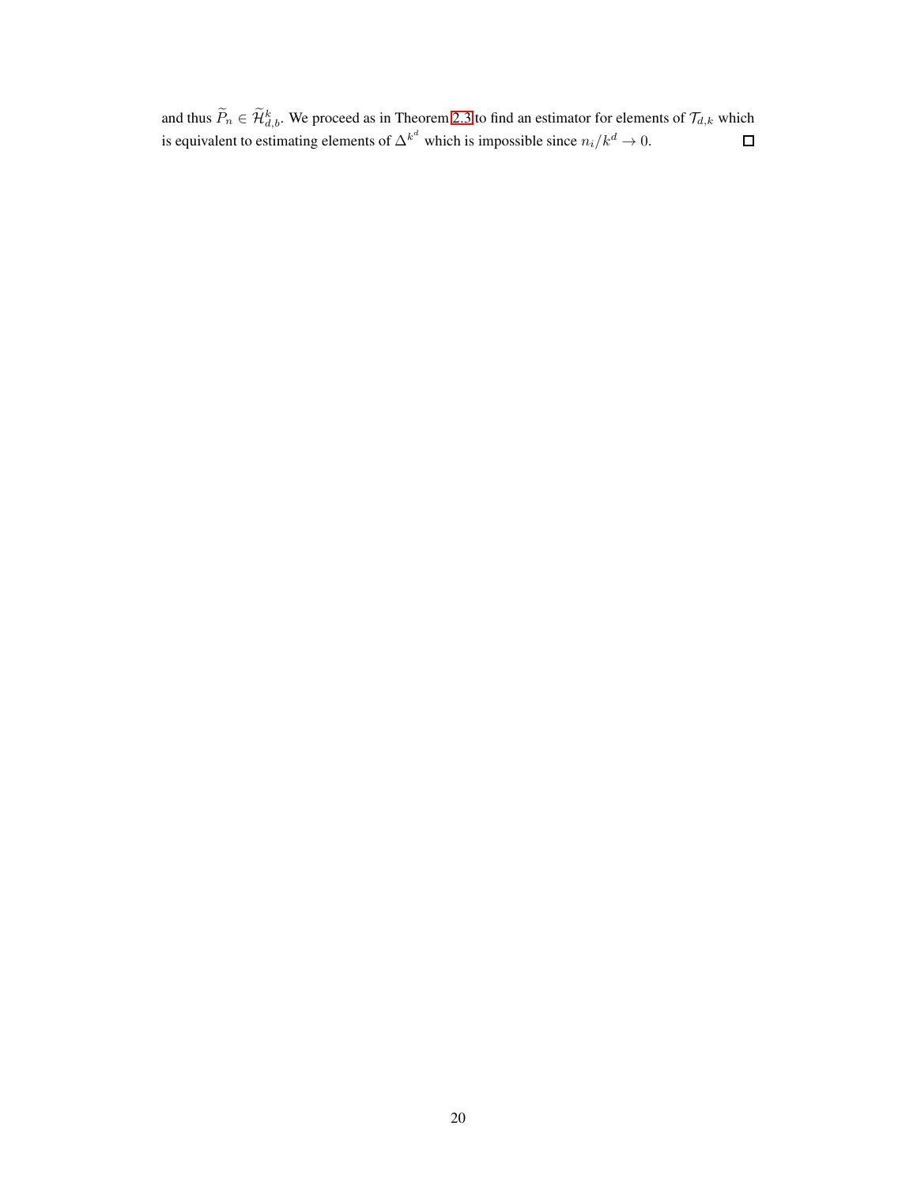and thus $\widetilde{P}_n \in \widetilde{\mathcal{H}}_{d,b}^k$. We proceed as in Theorem 2.3 to find an estimator for elements of $\mathcal{T}_{d,k}$ which is equivalent to estimating elements of $\Delta^{k^d}$ which is impossible since $n_i/k^d \to 0$. $\square$